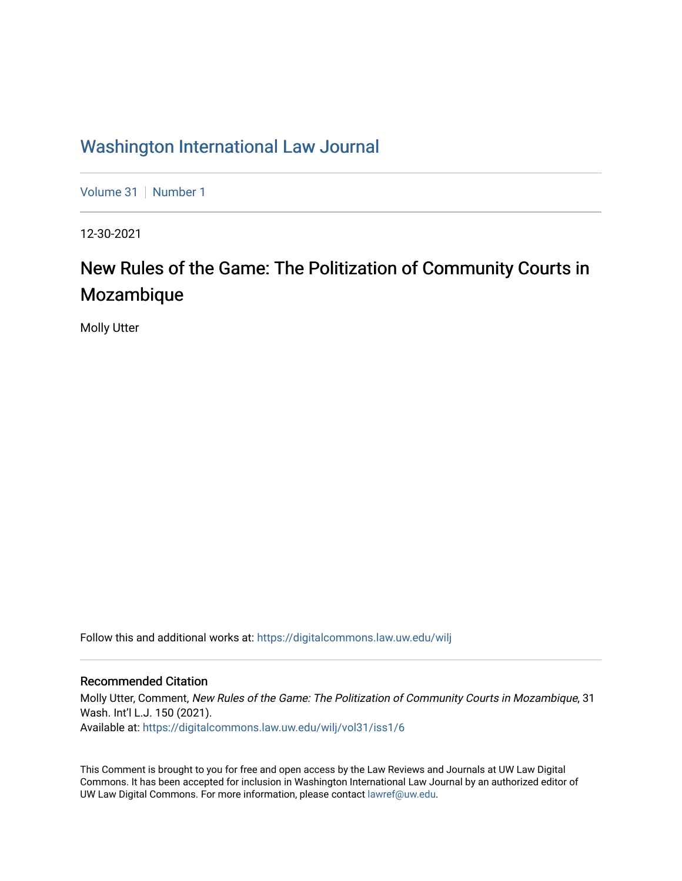# Washington International Law Journal

Volume 31 | Number 1

12-30-2021

## New Rules of the Game: The Politization of Community Courts in Mozambique

Molly Utter

Follow this and additional works at: https://digitalcommons.law.uw.edu/wilj

### Recommended Citation

Molly Utter, Comment, *New Rules of the Game: The Politization of Community Courts in Mozambique*, 31 Wash. Int'l L.J. 150 (2021).
Available at: https://digitalcommons.law.uw.edu/wilj/vol31/iss1/6

This Comment is brought to you for free and open access by the Law Reviews and Journals at UW Law Digital Commons. It has been accepted for inclusion in Washington International Law Journal by an authorized editor of UW Law Digital Commons. For more information, please contact lawref@uw.edu.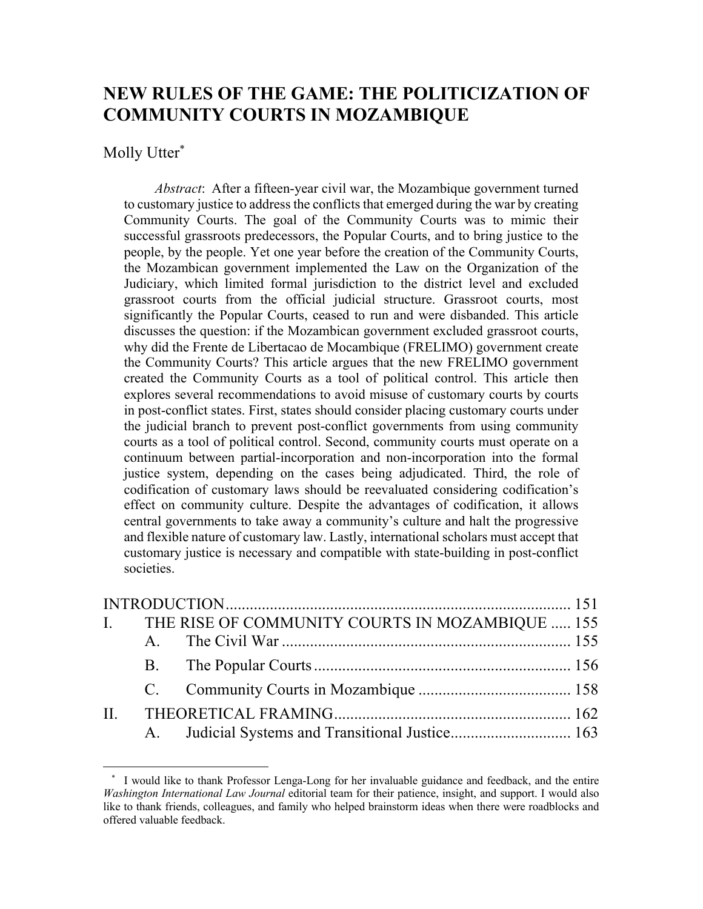# NEW RULES OF THE GAME: THE POLITICIZATION OF COMMUNITY COURTS IN MOZAMBIQUE

Molly Utter[*]

*Abstract*: After a fifteen-year civil war, the Mozambique government turned to customary justice to address the conflicts that emerged during the war by creating Community Courts. The goal of the Community Courts was to mimic their successful grassroots predecessors, the Popular Courts, and to bring justice to the people, by the people. Yet one year before the creation of the Community Courts, the Mozambican government implemented the Law on the Organization of the Judiciary, which limited formal jurisdiction to the district level and excluded grassroot courts from the official judicial structure. Grassroot courts, most significantly the Popular Courts, ceased to run and were disbanded. This article discusses the question: if the Mozambican government excluded grassroot courts, why did the Frente de Libertacao de Mocambique (FRELIMO) government create the Community Courts? This article argues that the new FRELIMO government created the Community Courts as a tool of political control. This article then explores several recommendations to avoid misuse of customary courts by courts in post-conflict states. First, states should consider placing customary courts under the judicial branch to prevent post-conflict governments from using community courts as a tool of political control. Second, community courts must operate on a continuum between partial-incorporation and non-incorporation into the formal justice system, depending on the cases being adjudicated. Third, the role of codification of customary laws should be reevaluated considering codification's effect on community culture. Despite the advantages of codification, it allows central governments to take away a community's culture and halt the progressive and flexible nature of customary law. Lastly, international scholars must accept that customary justice is necessary and compatible with state-building in post-conflict societies.

INTRODUCTION ..................................................................................... 151
I. THE RISE OF COMMUNITY COURTS IN MOZAMBIQUE ..... 155
  A. The Civil War ....................................................................... 155
  B. The Popular Courts ............................................................... 156
  C. Community Courts in Mozambique ...................................... 158
II. THEORETICAL FRAMING .......................................................... 162
  A. Judicial Systems and Transitional Justice.............................. 163

[*] I would like to thank Professor Lenga-Long for her invaluable guidance and feedback, and the entire *Washington International Law Journal* editorial team for their patience, insight, and support. I would also like to thank friends, colleagues, and family who helped brainstorm ideas when there were roadblocks and offered valuable feedback.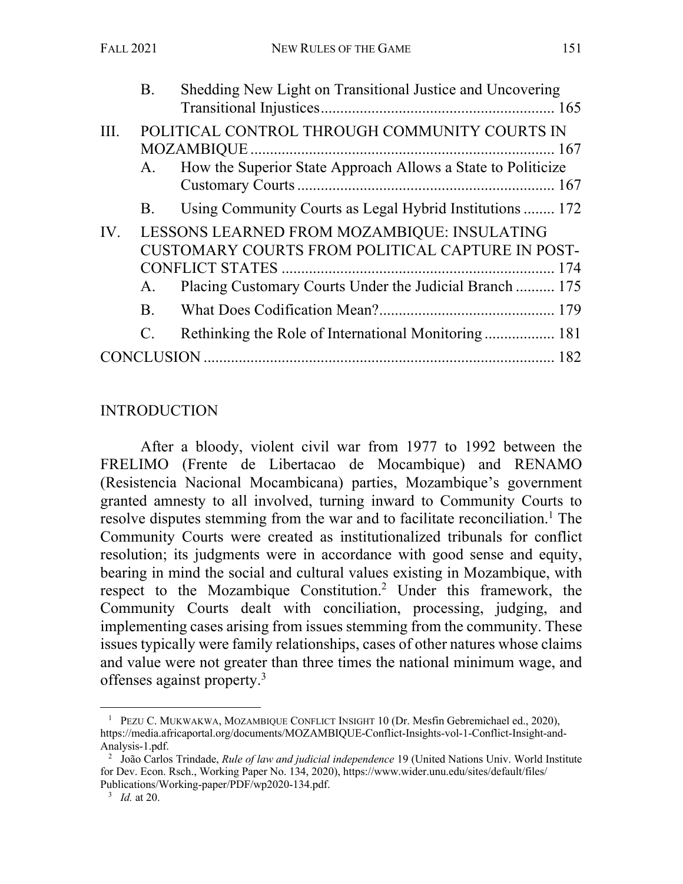B. Shedding New Light on Transitional Justice and Uncovering Transitional Injustices ........................................................... 165

III. POLITICAL CONTROL THROUGH COMMUNITY COURTS IN MOZAMBIQUE ............................................................................ 167

A. How the Superior State Approach Allows a State to Politicize Customary Courts ................................................................. 167

B. Using Community Courts as Legal Hybrid Institutions ........ 172

IV. LESSONS LEARNED FROM MOZAMBIQUE: INSULATING CUSTOMARY COURTS FROM POLITICAL CAPTURE IN POST-CONFLICT STATES ..................................................................... 174

A. Placing Customary Courts Under the Judicial Branch .......... 175

B. What Does Codification Mean?............................................. 179

C. Rethinking the Role of International Monitoring .................. 181

CONCLUSION ........................................................................................ 182

## INTRODUCTION

After a bloody, violent civil war from 1977 to 1992 between the FRELIMO (Frente de Libertacao de Mocambique) and RENAMO (Resistencia Nacional Mocambicana) parties, Mozambique's government granted amnesty to all involved, turning inward to Community Courts to resolve disputes stemming from the war and to facilitate reconciliation.[1] The Community Courts were created as institutionalized tribunals for conflict resolution; its judgments were in accordance with good sense and equity, bearing in mind the social and cultural values existing in Mozambique, with respect to the Mozambique Constitution.[2] Under this framework, the Community Courts dealt with conciliation, processing, judging, and implementing cases arising from issues stemming from the community. These issues typically were family relationships, cases of other natures whose claims and value were not greater than three times the national minimum wage, and offenses against property.[3]

---

[1] PEZU C. MUKWAKWA, MOZAMBIQUE CONFLICT INSIGHT 10 (Dr. Mesfin Gebremichael ed., 2020), https://media.africaportal.org/documents/MOZAMBIQUE-Conflict-Insights-vol-1-Conflict-Insight-and-Analysis-1.pdf.

[2] João Carlos Trindade, *Rule of law and judicial independence* 19 (United Nations Univ. World Institute for Dev. Econ. Rsch., Working Paper No. 134, 2020), https://www.wider.unu.edu/sites/default/files/Publications/Working-paper/PDF/wp2020-134.pdf.

[3] *Id.* at 20.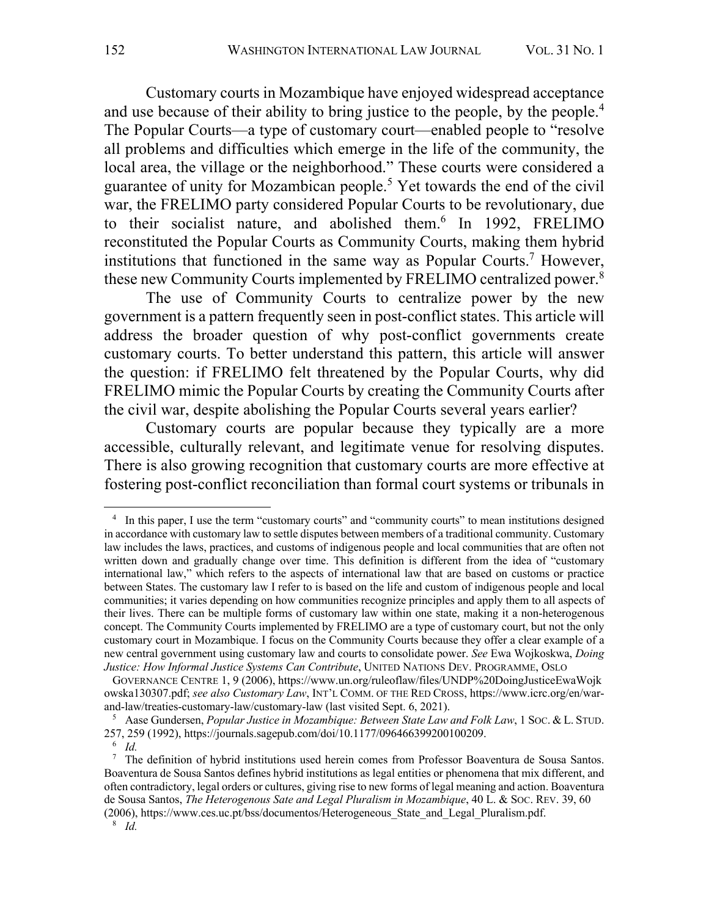Customary courts in Mozambique have enjoyed widespread acceptance and use because of their ability to bring justice to the people, by the people.[4] The Popular Courts—a type of customary court—enabled people to "resolve all problems and difficulties which emerge in the life of the community, the local area, the village or the neighborhood." These courts were considered a guarantee of unity for Mozambican people.[5] Yet towards the end of the civil war, the FRELIMO party considered Popular Courts to be revolutionary, due to their socialist nature, and abolished them.[6] In 1992, FRELIMO reconstituted the Popular Courts as Community Courts, making them hybrid institutions that functioned in the same way as Popular Courts.[7] However, these new Community Courts implemented by FRELIMO centralized power.[8]

The use of Community Courts to centralize power by the new government is a pattern frequently seen in post-conflict states. This article will address the broader question of why post-conflict governments create customary courts. To better understand this pattern, this article will answer the question: if FRELIMO felt threatened by the Popular Courts, why did FRELIMO mimic the Popular Courts by creating the Community Courts after the civil war, despite abolishing the Popular Courts several years earlier?

Customary courts are popular because they typically are a more accessible, culturally relevant, and legitimate venue for resolving disputes. There is also growing recognition that customary courts are more effective at fostering post-conflict reconciliation than formal court systems or tribunals in

---

[4] In this paper, I use the term "customary courts" and "community courts" to mean institutions designed in accordance with customary law to settle disputes between members of a traditional community. Customary law includes the laws, practices, and customs of indigenous people and local communities that are often not written down and gradually change over time. This definition is different from the idea of "customary international law," which refers to the aspects of international law that are based on customs or practice between States. The customary law I refer to is based on the life and custom of indigenous people and local communities; it varies depending on how communities recognize principles and apply them to all aspects of their lives. There can be multiple forms of customary law within one state, making it a non-heterogenous concept. The Community Courts implemented by FRELIMO are a type of customary court, but not the only customary court in Mozambique. I focus on the Community Courts because they offer a clear example of a new central government using customary law and courts to consolidate power. *See* Ewa Wojkoskwa, *Doing Justice: How Informal Justice Systems Can Contribute*, UNITED NATIONS DEV. PROGRAMME, OSLO GOVERNANCE CENTRE 1, 9 (2006), https://www.un.org/ruleoflaw/files/UNDP%20DoingJusticeEwaWojkowska130307.pdf; *see also Customary Law*, INT'L COMM. OF THE RED CROSS, https://www.icrc.org/en/war-and-law/treaties-customary-law/customary-law (last visited Sept. 6, 2021).

[5] Aase Gundersen, *Popular Justice in Mozambique: Between State Law and Folk Law*, 1 SOC. & L. STUD. 257, 259 (1992), https://journals.sagepub.com/doi/10.1177/096466399200100209.

[6] *Id.*

[7] The definition of hybrid institutions used herein comes from Professor Boaventura de Sousa Santos. Boaventura de Sousa Santos defines hybrid institutions as legal entities or phenomena that mix different, and often contradictory, legal orders or cultures, giving rise to new forms of legal meaning and action. Boaventura de Sousa Santos, *The Heterogenous Sate and Legal Pluralism in Mozambique*, 40 L. & SOC. REV. 39, 60 (2006), https://www.ces.uc.pt/bss/documentos/Heterogeneous_State_and_Legal_Pluralism.pdf.

[8] *Id.*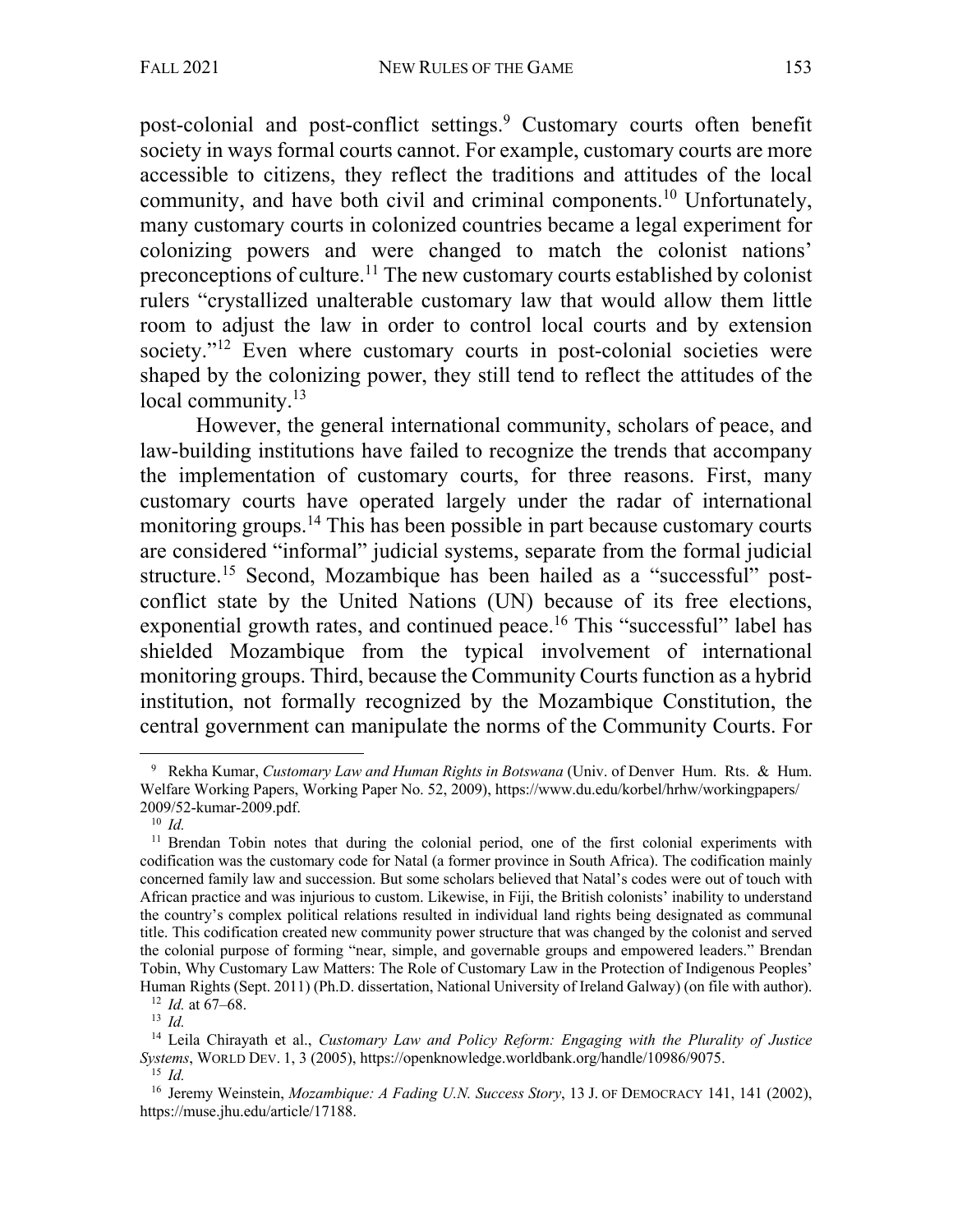post-colonial and post-conflict settings.[9] Customary courts often benefit society in ways formal courts cannot. For example, customary courts are more accessible to citizens, they reflect the traditions and attitudes of the local community, and have both civil and criminal components.[10] Unfortunately, many customary courts in colonized countries became a legal experiment for colonizing powers and were changed to match the colonist nations' preconceptions of culture.[11] The new customary courts established by colonist rulers "crystallized unalterable customary law that would allow them little room to adjust the law in order to control local courts and by extension society."[12] Even where customary courts in post-colonial societies were shaped by the colonizing power, they still tend to reflect the attitudes of the local community.[13]

However, the general international community, scholars of peace, and law-building institutions have failed to recognize the trends that accompany the implementation of customary courts, for three reasons. First, many customary courts have operated largely under the radar of international monitoring groups.[14] This has been possible in part because customary courts are considered "informal" judicial systems, separate from the formal judicial structure.[15] Second, Mozambique has been hailed as a "successful" post-conflict state by the United Nations (UN) because of its free elections, exponential growth rates, and continued peace.[16] This "successful" label has shielded Mozambique from the typical involvement of international monitoring groups. Third, because the Community Courts function as a hybrid institution, not formally recognized by the Mozambique Constitution, the central government can manipulate the norms of the Community Courts. For

---

[9] Rekha Kumar, *Customary Law and Human Rights in Botswana* (Univ. of Denver Hum. Rts. & Hum. Welfare Working Papers, Working Paper No. 52, 2009), https://www.du.edu/korbel/hrhw/workingpapers/2009/52-kumar-2009.pdf.

[10] *Id.*

[11] Brendan Tobin notes that during the colonial period, one of the first colonial experiments with codification was the customary code for Natal (a former province in South Africa). The codification mainly concerned family law and succession. But some scholars believed that Natal's codes were out of touch with African practice and was injurious to custom. Likewise, in Fiji, the British colonists' inability to understand the country's complex political relations resulted in individual land rights being designated as communal title. This codification created new community power structure that was changed by the colonist and served the colonial purpose of forming "near, simple, and governable groups and empowered leaders." Brendan Tobin, Why Customary Law Matters: The Role of Customary Law in the Protection of Indigenous Peoples' Human Rights (Sept. 2011) (Ph.D. dissertation, National University of Ireland Galway) (on file with author).

[12] *Id.* at 67–68.

[13] *Id.*

[14] Leila Chirayath et al., *Customary Law and Policy Reform: Engaging with the Plurality of Justice Systems*, WORLD DEV. 1, 3 (2005), https://openknowledge.worldbank.org/handle/10986/9075.

[15] *Id.*

[16] Jeremy Weinstein, *Mozambique: A Fading U.N. Success Story*, 13 J. OF DEMOCRACY 141, 141 (2002), https://muse.jhu.edu/article/17188.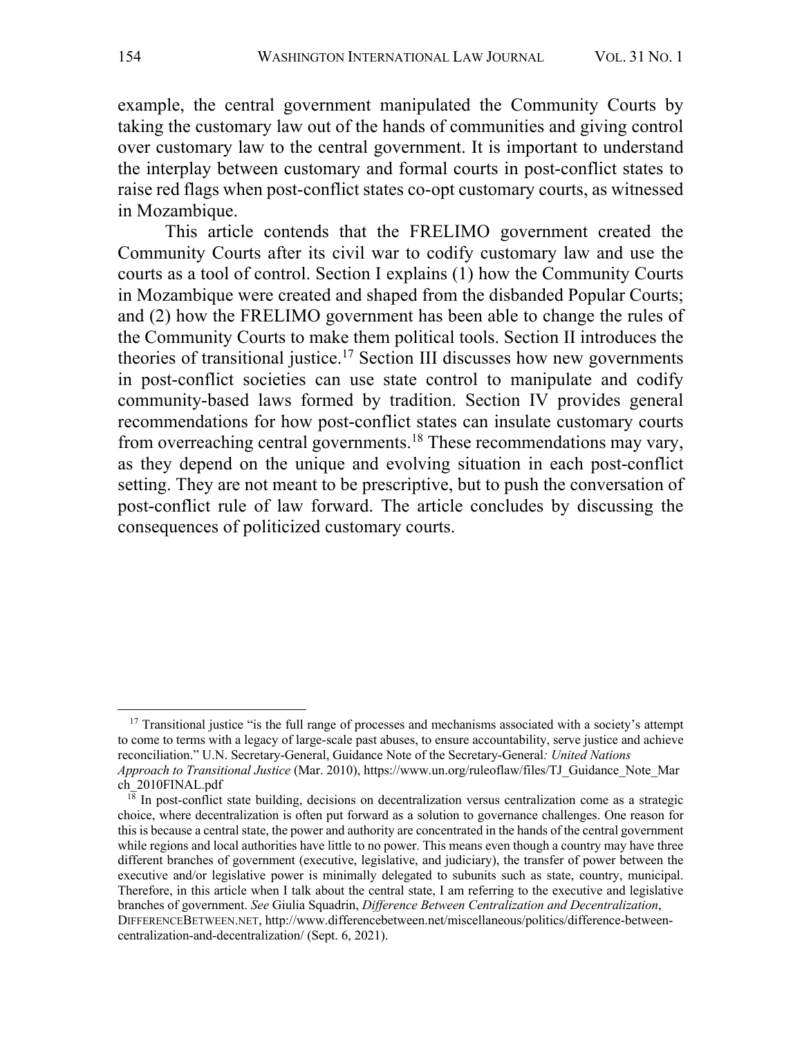example, the central government manipulated the Community Courts by taking the customary law out of the hands of communities and giving control over customary law to the central government. It is important to understand the interplay between customary and formal courts in post-conflict states to raise red flags when post-conflict states co-opt customary courts, as witnessed in Mozambique.

This article contends that the FRELIMO government created the Community Courts after its civil war to codify customary law and use the courts as a tool of control. Section I explains (1) how the Community Courts in Mozambique were created and shaped from the disbanded Popular Courts; and (2) how the FRELIMO government has been able to change the rules of the Community Courts to make them political tools. Section II introduces the theories of transitional justice.[17] Section III discusses how new governments in post-conflict societies can use state control to manipulate and codify community-based laws formed by tradition. Section IV provides general recommendations for how post-conflict states can insulate customary courts from overreaching central governments.[18] These recommendations may vary, as they depend on the unique and evolving situation in each post-conflict setting. They are not meant to be prescriptive, but to push the conversation of post-conflict rule of law forward. The article concludes by discussing the consequences of politicized customary courts.

---

[17] Transitional justice "is the full range of processes and mechanisms associated with a society's attempt to come to terms with a legacy of large-scale past abuses, to ensure accountability, serve justice and achieve reconciliation." U.N. Secretary-General, Guidance Note of the Secretary-General*: United Nations Approach to Transitional Justice* (Mar. 2010), https://www.un.org/ruleoflaw/files/TJ_Guidance_Note_March_2010FINAL.pdf

[18] In post-conflict state building, decisions on decentralization versus centralization come as a strategic choice, where decentralization is often put forward as a solution to governance challenges. One reason for this is because a central state, the power and authority are concentrated in the hands of the central government while regions and local authorities have little to no power. This means even though a country may have three different branches of government (executive, legislative, and judiciary), the transfer of power between the executive and/or legislative power is minimally delegated to subunits such as state, country, municipal. Therefore, in this article when I talk about the central state, I am referring to the executive and legislative branches of government. *See* Giulia Squadrin, *Difference Between Centralization and Decentralization*, DIFFERENCEBETWEEN.NET, http://www.differencebetween.net/miscellaneous/politics/difference-between-centralization-and-decentralization/ (Sept. 6, 2021).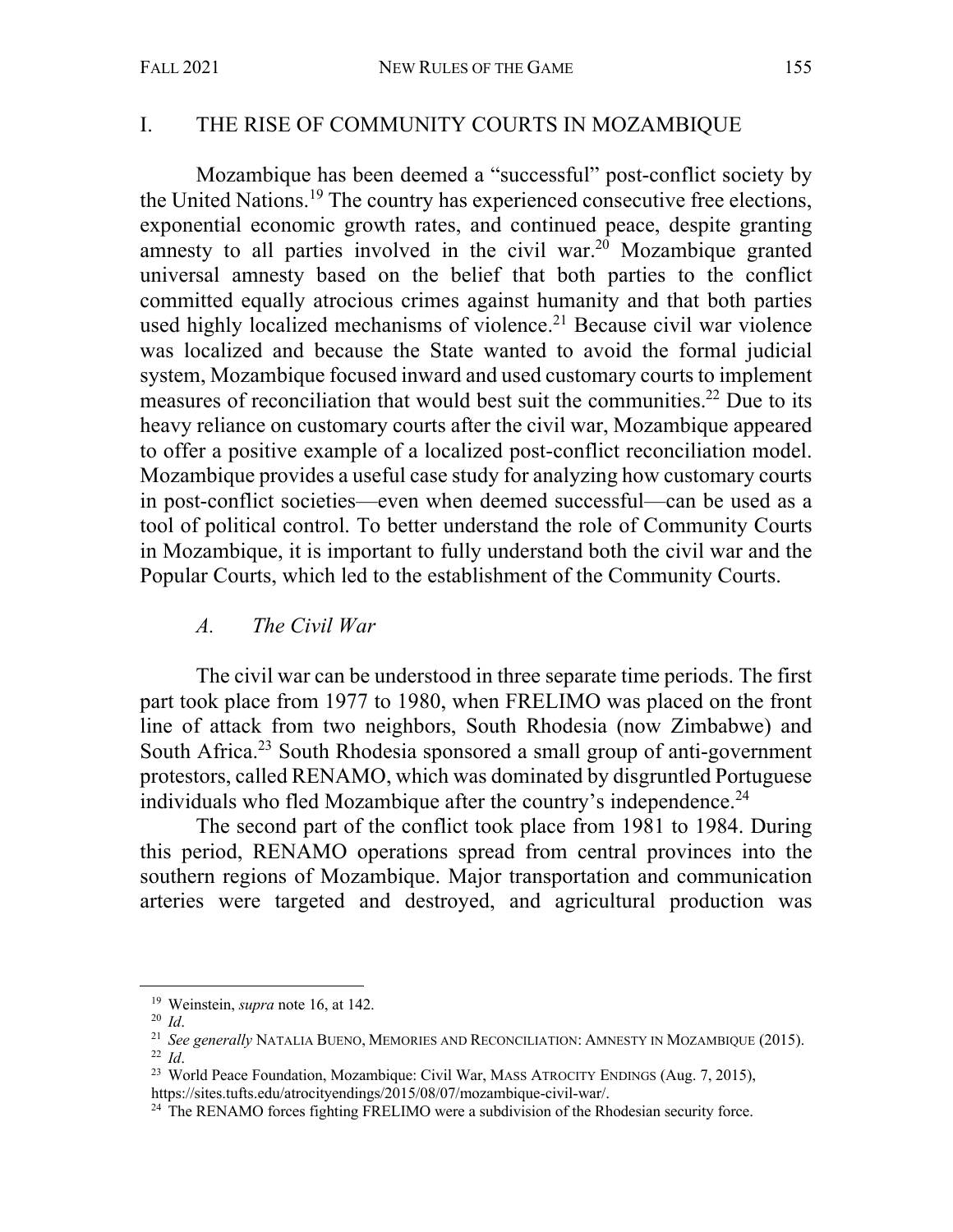## I. THE RISE OF COMMUNITY COURTS IN MOZAMBIQUE

Mozambique has been deemed a "successful" post-conflict society by the United Nations.[19] The country has experienced consecutive free elections, exponential economic growth rates, and continued peace, despite granting amnesty to all parties involved in the civil war.[20] Mozambique granted universal amnesty based on the belief that both parties to the conflict committed equally atrocious crimes against humanity and that both parties used highly localized mechanisms of violence.[21] Because civil war violence was localized and because the State wanted to avoid the formal judicial system, Mozambique focused inward and used customary courts to implement measures of reconciliation that would best suit the communities.[22] Due to its heavy reliance on customary courts after the civil war, Mozambique appeared to offer a positive example of a localized post-conflict reconciliation model. Mozambique provides a useful case study for analyzing how customary courts in post-conflict societies—even when deemed successful—can be used as a tool of political control. To better understand the role of Community Courts in Mozambique, it is important to fully understand both the civil war and the Popular Courts, which led to the establishment of the Community Courts.

### *A. The Civil War*

The civil war can be understood in three separate time periods. The first part took place from 1977 to 1980, when FRELIMO was placed on the front line of attack from two neighbors, South Rhodesia (now Zimbabwe) and South Africa.[23] South Rhodesia sponsored a small group of anti-government protestors, called RENAMO, which was dominated by disgruntled Portuguese individuals who fled Mozambique after the country's independence.[24]

The second part of the conflict took place from 1981 to 1984. During this period, RENAMO operations spread from central provinces into the southern regions of Mozambique. Major transportation and communication arteries were targeted and destroyed, and agricultural production was

---

[19] Weinstein, *supra* note 16, at 142.

[20] *Id*.

[21] *See generally* NATALIA BUENO, MEMORIES AND RECONCILIATION: AMNESTY IN MOZAMBIQUE (2015).

[22] *Id*.

[23] World Peace Foundation, Mozambique: Civil War, MASS ATROCITY ENDINGS (Aug. 7, 2015), https://sites.tufts.edu/atrocityendings/2015/08/07/mozambique-civil-war/.

[24] The RENAMO forces fighting FRELIMO were a subdivision of the Rhodesian security force.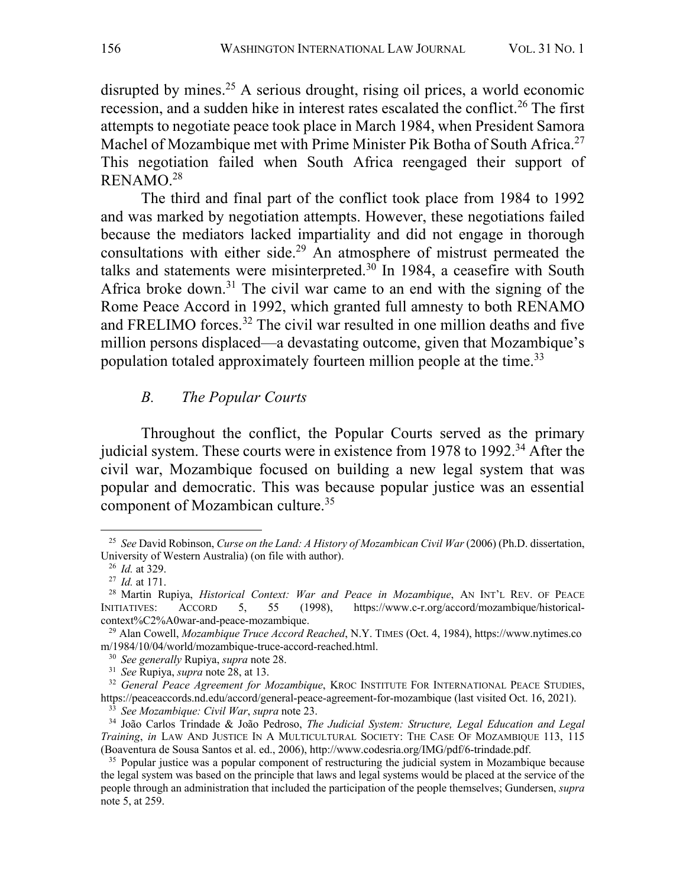disrupted by mines.[25] A serious drought, rising oil prices, a world economic recession, and a sudden hike in interest rates escalated the conflict.[26] The first attempts to negotiate peace took place in March 1984, when President Samora Machel of Mozambique met with Prime Minister Pik Botha of South Africa.[27] This negotiation failed when South Africa reengaged their support of RENAMO.[28]

The third and final part of the conflict took place from 1984 to 1992 and was marked by negotiation attempts. However, these negotiations failed because the mediators lacked impartiality and did not engage in thorough consultations with either side.[29] An atmosphere of mistrust permeated the talks and statements were misinterpreted.[30] In 1984, a ceasefire with South Africa broke down.[31] The civil war came to an end with the signing of the Rome Peace Accord in 1992, which granted full amnesty to both RENAMO and FRELIMO forces.[32] The civil war resulted in one million deaths and five million persons displaced—a devastating outcome, given that Mozambique's population totaled approximately fourteen million people at the time.[33]

### *B. The Popular Courts*

Throughout the conflict, the Popular Courts served as the primary judicial system. These courts were in existence from 1978 to 1992.[34] After the civil war, Mozambique focused on building a new legal system that was popular and democratic. This was because popular justice was an essential component of Mozambican culture.[35]

---

[25] *See* David Robinson, *Curse on the Land: A History of Mozambican Civil War* (2006) (Ph.D. dissertation, University of Western Australia) (on file with author).

[26] *Id.* at 329.

[27] *Id.* at 171.

[28] Martin Rupiya, *Historical Context: War and Peace in Mozambique*, AN INT'L REV. OF PEACE INITIATIVES: ACCORD 5, 55 (1998), https://www.c-r.org/accord/mozambique/historical-context%C2%A0war-and-peace-mozambique.

[29] Alan Cowell, *Mozambique Truce Accord Reached*, N.Y. TIMES (Oct. 4, 1984), https://www.nytimes.com/1984/10/04/world/mozambique-truce-accord-reached.html.

[30] *See generally* Rupiya, *supra* note 28.

[31] *See* Rupiya, *supra* note 28, at 13.

[32] *General Peace Agreement for Mozambique*, KROC INSTITUTE FOR INTERNATIONAL PEACE STUDIES, https://peaceaccords.nd.edu/accord/general-peace-agreement-for-mozambique (last visited Oct. 16, 2021).

[33] *See Mozambique: Civil War*, *supra* note 23.

[34] João Carlos Trindade & João Pedroso, *The Judicial System: Structure, Legal Education and Legal Training*, *in* LAW AND JUSTICE IN A MULTICULTURAL SOCIETY: THE CASE OF MOZAMBIQUE 113, 115 (Boaventura de Sousa Santos et al. ed., 2006), http://www.codesria.org/IMG/pdf/6-trindade.pdf.

[35] Popular justice was a popular component of restructuring the judicial system in Mozambique because the legal system was based on the principle that laws and legal systems would be placed at the service of the people through an administration that included the participation of the people themselves; Gundersen, *supra* note 5, at 259.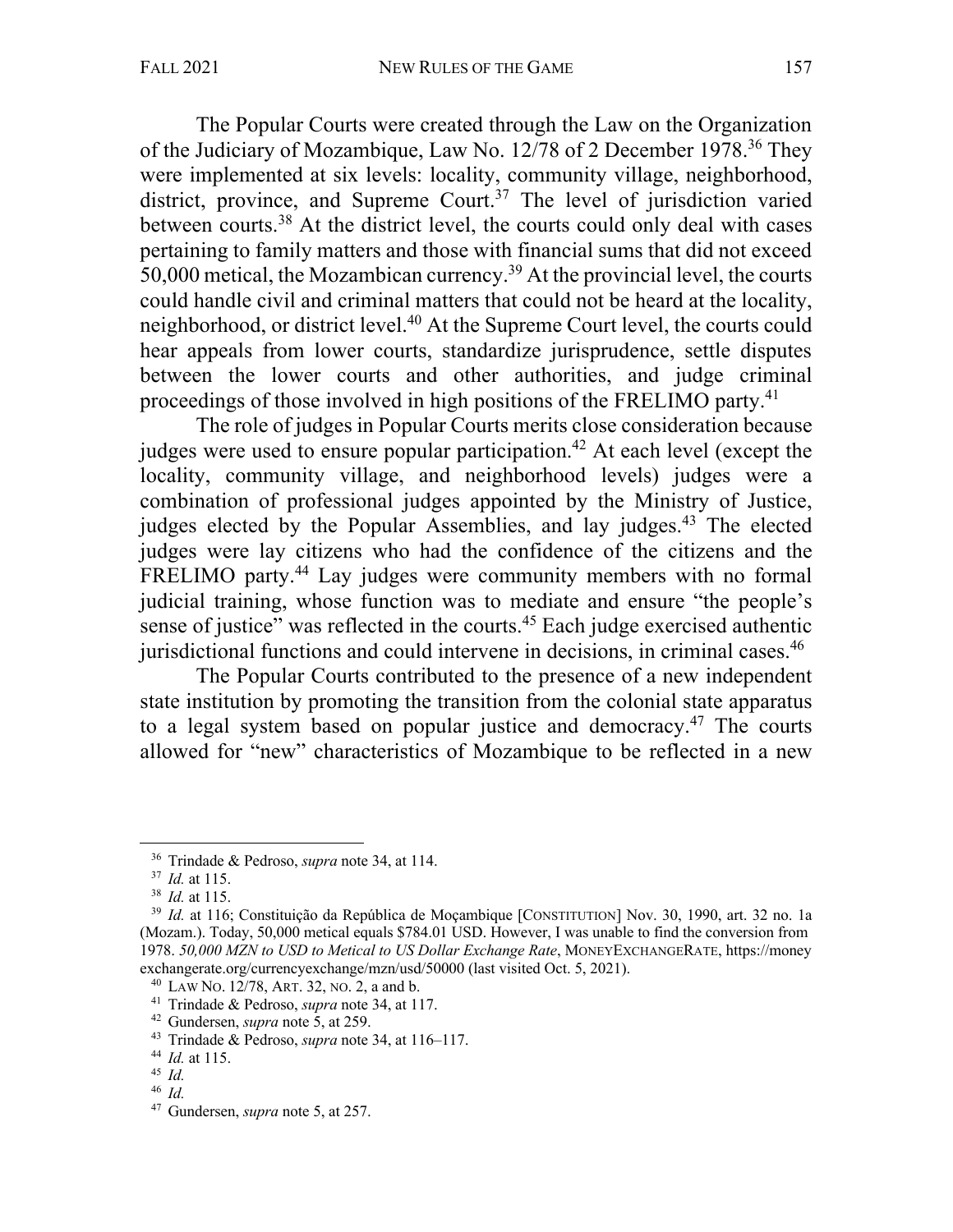The Popular Courts were created through the Law on the Organization of the Judiciary of Mozambique, Law No. 12/78 of 2 December 1978.[36] They were implemented at six levels: locality, community village, neighborhood, district, province, and Supreme Court.[37] The level of jurisdiction varied between courts.[38] At the district level, the courts could only deal with cases pertaining to family matters and those with financial sums that did not exceed 50,000 metical, the Mozambican currency.[39] At the provincial level, the courts could handle civil and criminal matters that could not be heard at the locality, neighborhood, or district level.[40] At the Supreme Court level, the courts could hear appeals from lower courts, standardize jurisprudence, settle disputes between the lower courts and other authorities, and judge criminal proceedings of those involved in high positions of the FRELIMO party.[41]

The role of judges in Popular Courts merits close consideration because judges were used to ensure popular participation.[42] At each level (except the locality, community village, and neighborhood levels) judges were a combination of professional judges appointed by the Ministry of Justice, judges elected by the Popular Assemblies, and lay judges.[43] The elected judges were lay citizens who had the confidence of the citizens and the FRELIMO party.[44] Lay judges were community members with no formal judicial training, whose function was to mediate and ensure "the people's sense of justice" was reflected in the courts.[45] Each judge exercised authentic jurisdictional functions and could intervene in decisions, in criminal cases.[46]

The Popular Courts contributed to the presence of a new independent state institution by promoting the transition from the colonial state apparatus to a legal system based on popular justice and democracy.[47] The courts allowed for "new" characteristics of Mozambique to be reflected in a new

---

[36] Trindade & Pedroso, *supra* note 34, at 114.

[37] *Id.* at 115.

[38] *Id.* at 115.

[39] *Id.* at 116; Constituição da República de Moçambique [CONSTITUTION] Nov. 30, 1990, art. 32 no. 1a (Mozam.). Today, 50,000 metical equals $784.01 USD. However, I was unable to find the conversion from 1978. *50,000 MZN to USD to Metical to US Dollar Exchange Rate*, MONEYEXCHANGERATE, https://moneyexchangerate.org/currencyexchange/mzn/usd/50000 (last visited Oct. 5, 2021).

[40] LAW NO. 12/78, ART. 32, NO. 2, a and b.

[41] Trindade & Pedroso, *supra* note 34, at 117.

[42] Gundersen, *supra* note 5, at 259.

[43] Trindade & Pedroso, *supra* note 34, at 116–117.

[44] *Id.* at 115.

[45] *Id.*

[46] *Id.*

[47] Gundersen, *supra* note 5, at 257.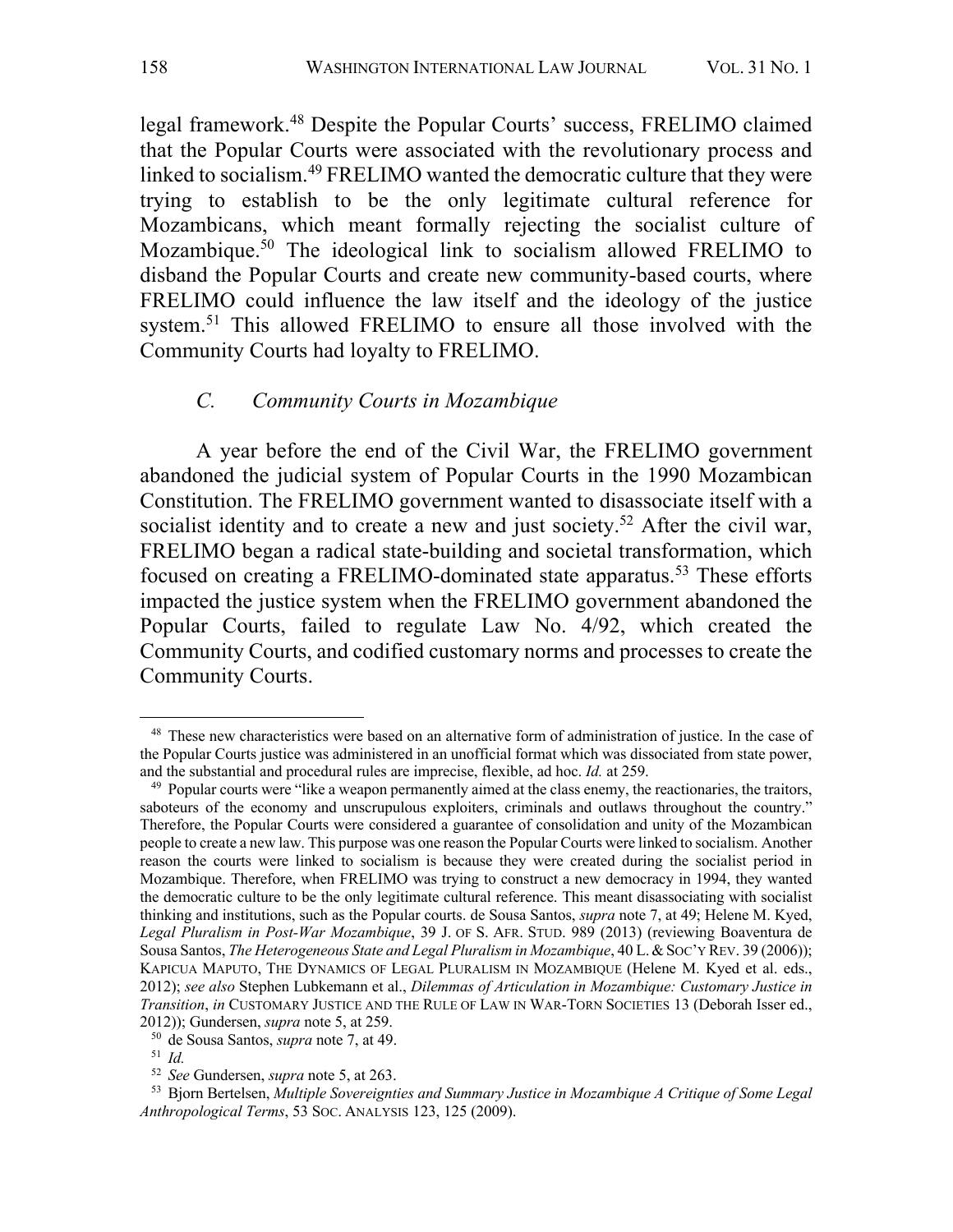legal framework.[48] Despite the Popular Courts' success, FRELIMO claimed that the Popular Courts were associated with the revolutionary process and linked to socialism.[49] FRELIMO wanted the democratic culture that they were trying to establish to be the only legitimate cultural reference for Mozambicans, which meant formally rejecting the socialist culture of Mozambique.[50] The ideological link to socialism allowed FRELIMO to disband the Popular Courts and create new community-based courts, where FRELIMO could influence the law itself and the ideology of the justice system.[51] This allowed FRELIMO to ensure all those involved with the Community Courts had loyalty to FRELIMO.

### *C. Community Courts in Mozambique*

A year before the end of the Civil War, the FRELIMO government abandoned the judicial system of Popular Courts in the 1990 Mozambican Constitution. The FRELIMO government wanted to disassociate itself with a socialist identity and to create a new and just society.[52] After the civil war, FRELIMO began a radical state-building and societal transformation, which focused on creating a FRELIMO-dominated state apparatus.[53] These efforts impacted the justice system when the FRELIMO government abandoned the Popular Courts, failed to regulate Law No. 4/92, which created the Community Courts, and codified customary norms and processes to create the Community Courts.

---

[48] These new characteristics were based on an alternative form of administration of justice. In the case of the Popular Courts justice was administered in an unofficial format which was dissociated from state power, and the substantial and procedural rules are imprecise, flexible, ad hoc. *Id.* at 259.

[49] Popular courts were "like a weapon permanently aimed at the class enemy, the reactionaries, the traitors, saboteurs of the economy and unscrupulous exploiters, criminals and outlaws throughout the country." Therefore, the Popular Courts were considered a guarantee of consolidation and unity of the Mozambican people to create a new law. This purpose was one reason the Popular Courts were linked to socialism. Another reason the courts were linked to socialism is because they were created during the socialist period in Mozambique. Therefore, when FRELIMO was trying to construct a new democracy in 1994, they wanted the democratic culture to be the only legitimate cultural reference. This meant disassociating with socialist thinking and institutions, such as the Popular courts. de Sousa Santos, *supra* note 7, at 49; Helene M. Kyed, *Legal Pluralism in Post-War Mozambique*, 39 J. OF S. AFR. STUD. 989 (2013) (reviewing Boaventura de Sousa Santos, *The Heterogeneous State and Legal Pluralism in Mozambique*, 40 L. & SOC'Y REV. 39 (2006)); KAPICUA MAPUTO, THE DYNAMICS OF LEGAL PLURALISM IN MOZAMBIQUE (Helene M. Kyed et al. eds., 2012); *see also* Stephen Lubkemann et al., *Dilemmas of Articulation in Mozambique: Customary Justice in Transition*, *in* CUSTOMARY JUSTICE AND THE RULE OF LAW IN WAR-TORN SOCIETIES 13 (Deborah Isser ed., 2012)); Gundersen, *supra* note 5, at 259.

[50] de Sousa Santos, *supra* note 7, at 49.

[51] *Id.*

[52] *See* Gundersen, *supra* note 5, at 263.

[53] Bjorn Bertelsen, *Multiple Sovereignties and Summary Justice in Mozambique A Critique of Some Legal Anthropological Terms*, 53 SOC. ANALYSIS 123, 125 (2009).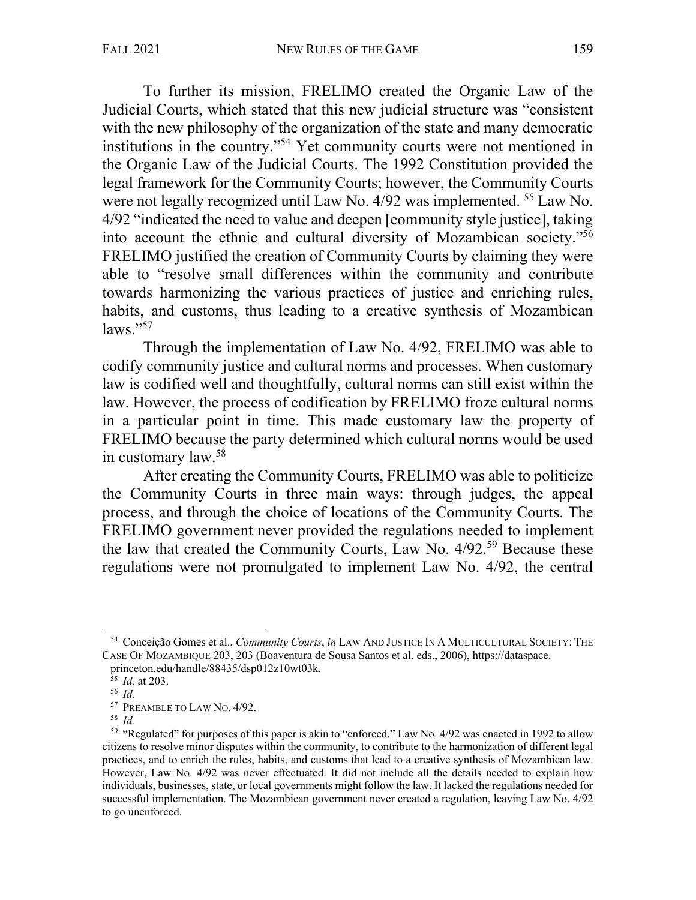To further its mission, FRELIMO created the Organic Law of the Judicial Courts, which stated that this new judicial structure was "consistent with the new philosophy of the organization of the state and many democratic institutions in the country."[54] Yet community courts were not mentioned in the Organic Law of the Judicial Courts. The 1992 Constitution provided the legal framework for the Community Courts; however, the Community Courts were not legally recognized until Law No. 4/92 was implemented. [55] Law No. 4/92 "indicated the need to value and deepen [community style justice], taking into account the ethnic and cultural diversity of Mozambican society."[56] FRELIMO justified the creation of Community Courts by claiming they were able to "resolve small differences within the community and contribute towards harmonizing the various practices of justice and enriching rules, habits, and customs, thus leading to a creative synthesis of Mozambican laws."[57]

Through the implementation of Law No. 4/92, FRELIMO was able to codify community justice and cultural norms and processes. When customary law is codified well and thoughtfully, cultural norms can still exist within the law. However, the process of codification by FRELIMO froze cultural norms in a particular point in time. This made customary law the property of FRELIMO because the party determined which cultural norms would be used in customary law.[58]

After creating the Community Courts, FRELIMO was able to politicize the Community Courts in three main ways: through judges, the appeal process, and through the choice of locations of the Community Courts. The FRELIMO government never provided the regulations needed to implement the law that created the Community Courts, Law No. 4/92.[59] Because these regulations were not promulgated to implement Law No. 4/92, the central

---

[54] Conceição Gomes et al., *Community Courts*, *in* LAW AND JUSTICE IN A MULTICULTURAL SOCIETY: THE CASE OF MOZAMBIQUE 203, 203 (Boaventura de Sousa Santos et al. eds., 2006), https://dataspace.princeton.edu/handle/88435/dsp012z10wt03k.

[55] *Id.* at 203.

[56] *Id.*

[57] PREAMBLE TO LAW NO. 4/92.

[58] *Id.*

[59] "Regulated" for purposes of this paper is akin to "enforced." Law No. 4/92 was enacted in 1992 to allow citizens to resolve minor disputes within the community, to contribute to the harmonization of different legal practices, and to enrich the rules, habits, and customs that lead to a creative synthesis of Mozambican law. However, Law No. 4/92 was never effectuated. It did not include all the details needed to explain how individuals, businesses, state, or local governments might follow the law. It lacked the regulations needed for successful implementation. The Mozambican government never created a regulation, leaving Law No. 4/92 to go unenforced.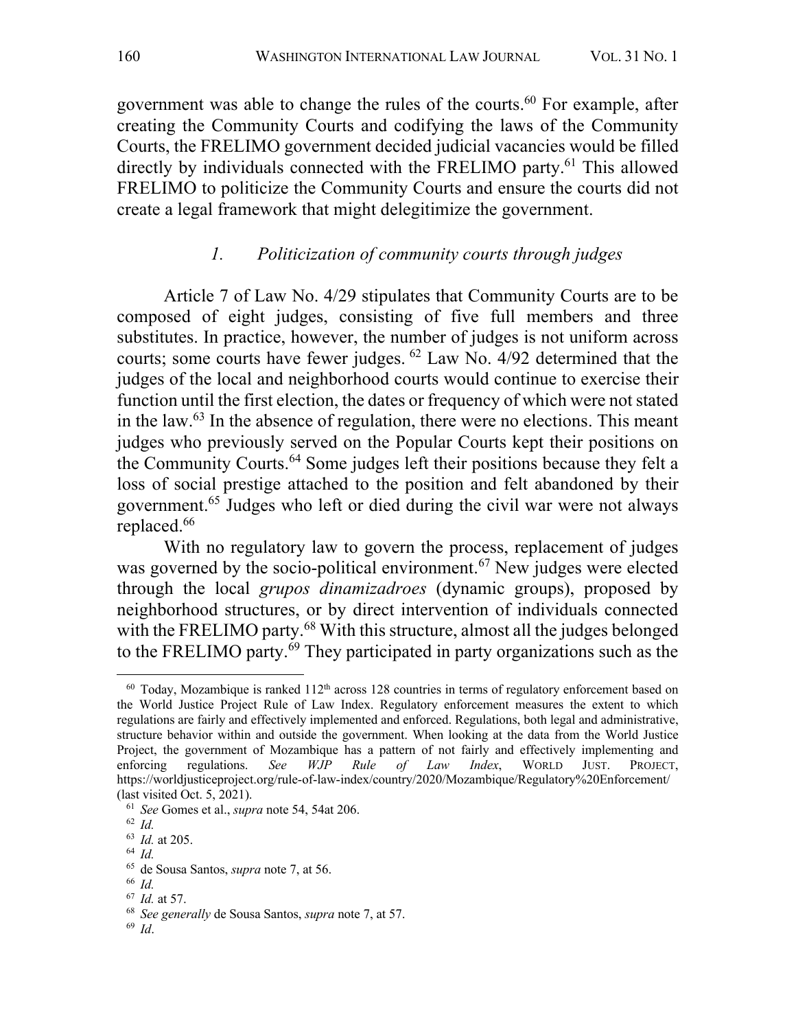government was able to change the rules of the courts.[60] For example, after creating the Community Courts and codifying the laws of the Community Courts, the FRELIMO government decided judicial vacancies would be filled directly by individuals connected with the FRELIMO party.[61] This allowed FRELIMO to politicize the Community Courts and ensure the courts did not create a legal framework that might delegitimize the government.

### *1. Politicization of community courts through judges*

Article 7 of Law No. 4/29 stipulates that Community Courts are to be composed of eight judges, consisting of five full members and three substitutes. In practice, however, the number of judges is not uniform across courts; some courts have fewer judges.[62] Law No. 4/92 determined that the judges of the local and neighborhood courts would continue to exercise their function until the first election, the dates or frequency of which were not stated in the law.[63] In the absence of regulation, there were no elections. This meant judges who previously served on the Popular Courts kept their positions on the Community Courts.[64] Some judges left their positions because they felt a loss of social prestige attached to the position and felt abandoned by their government.[65] Judges who left or died during the civil war were not always replaced.[66]

With no regulatory law to govern the process, replacement of judges was governed by the socio-political environment.[67] New judges were elected through the local *grupos dinamizadroes* (dynamic groups), proposed by neighborhood structures, or by direct intervention of individuals connected with the FRELIMO party.[68] With this structure, almost all the judges belonged to the FRELIMO party.[69] They participated in party organizations such as the

---

[60] Today, Mozambique is ranked 112th across 128 countries in terms of regulatory enforcement based on the World Justice Project Rule of Law Index. Regulatory enforcement measures the extent to which regulations are fairly and effectively implemented and enforced. Regulations, both legal and administrative, structure behavior within and outside the government. When looking at the data from the World Justice Project, the government of Mozambique has a pattern of not fairly and effectively implementing and enforcing regulations. *See WJP Rule of Law Index*, WORLD JUST. PROJECT, https://worldjusticeproject.org/rule-of-law-index/country/2020/Mozambique/Regulatory%20Enforcement/ (last visited Oct. 5, 2021).

[61] *See* Gomes et al., *supra* note 54, 54at 206.

[62] *Id.*

[63] *Id.* at 205.

[64] *Id.*

[65] de Sousa Santos, *supra* note 7, at 56.

[66] *Id.*

[67] *Id.* at 57.

[68] *See generally* de Sousa Santos, *supra* note 7, at 57.

[69] *Id*.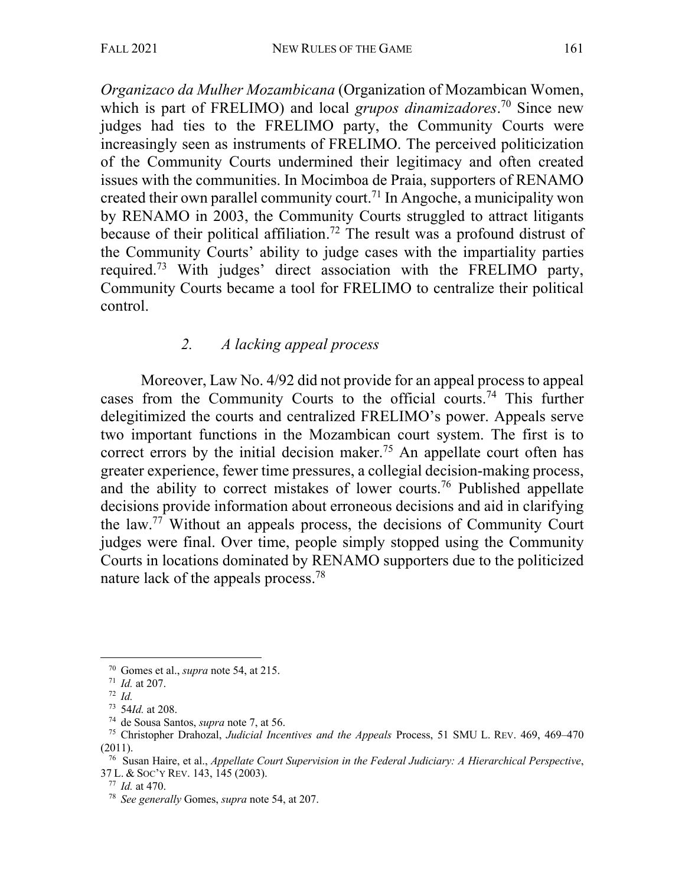*Organizaco da Mulher Mozambicana* (Organization of Mozambican Women, which is part of FRELIMO) and local *grupos dinamizadores*.[70] Since new judges had ties to the FRELIMO party, the Community Courts were increasingly seen as instruments of FRELIMO. The perceived politicization of the Community Courts undermined their legitimacy and often created issues with the communities. In Mocimboa de Praia, supporters of RENAMO created their own parallel community court.[71] In Angoche, a municipality won by RENAMO in 2003, the Community Courts struggled to attract litigants because of their political affiliation.[72] The result was a profound distrust of the Community Courts' ability to judge cases with the impartiality parties required.[73] With judges' direct association with the FRELIMO party, Community Courts became a tool for FRELIMO to centralize their political control.

### *2. A lacking appeal process*

Moreover, Law No. 4/92 did not provide for an appeal process to appeal cases from the Community Courts to the official courts.[74] This further delegitimized the courts and centralized FRELIMO's power. Appeals serve two important functions in the Mozambican court system. The first is to correct errors by the initial decision maker.[75] An appellate court often has greater experience, fewer time pressures, a collegial decision-making process, and the ability to correct mistakes of lower courts.[76] Published appellate decisions provide information about erroneous decisions and aid in clarifying the law.[77] Without an appeals process, the decisions of Community Court judges were final. Over time, people simply stopped using the Community Courts in locations dominated by RENAMO supporters due to the politicized nature lack of the appeals process.[78]

---

[70] Gomes et al., *supra* note 54, at 215.

[71] *Id.* at 207.

[72] *Id.*

[73] 54*Id.* at 208.

[74] de Sousa Santos, *supra* note 7, at 56.

[75] Christopher Drahozal, *Judicial Incentives and the Appeals* Process, 51 SMU L. REV. 469, 469–470 (2011).

[76] Susan Haire, et al., *Appellate Court Supervision in the Federal Judiciary: A Hierarchical Perspective*, 37 L. & SOC'Y REV. 143, 145 (2003).

[77] *Id.* at 470.

[78] *See generally* Gomes, *supra* note 54, at 207.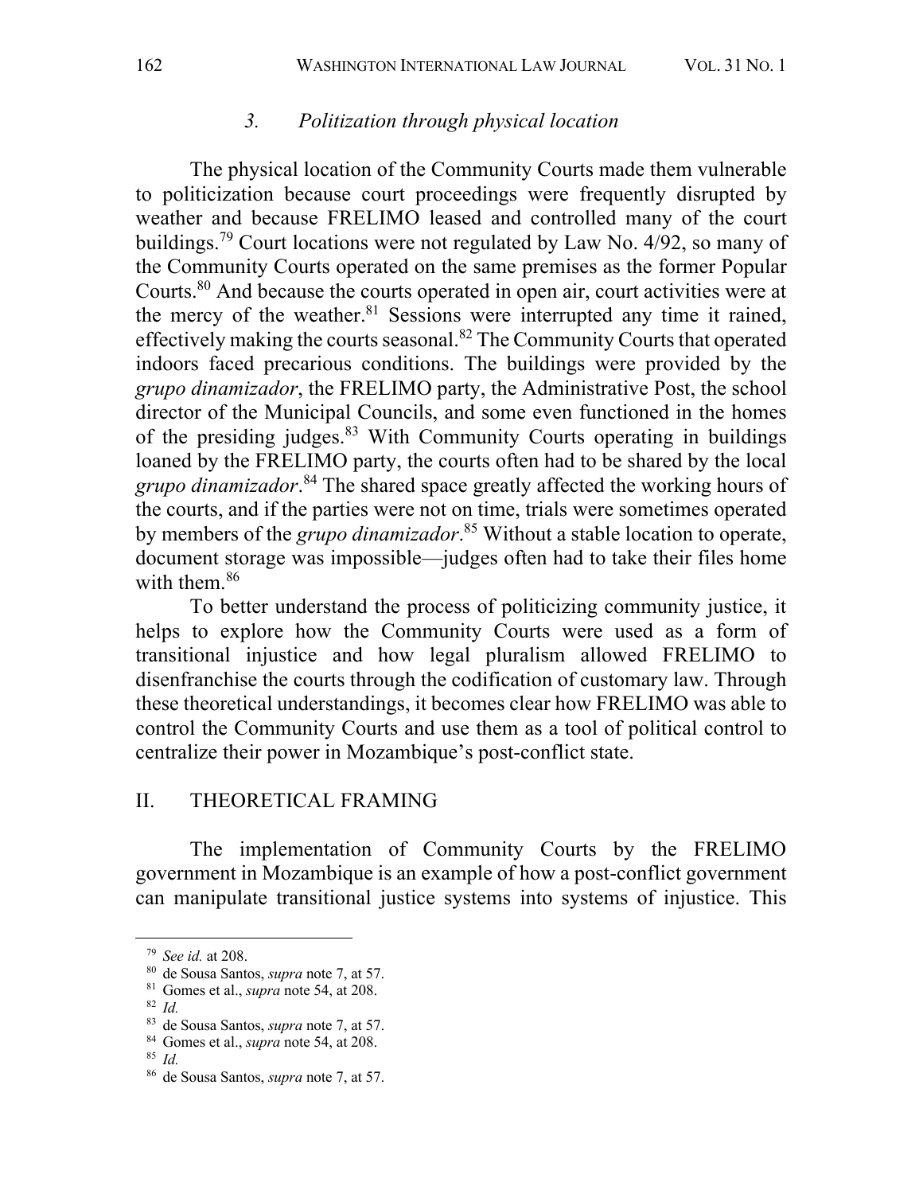### 3. *Politization through physical location*

The physical location of the Community Courts made them vulnerable to politicization because court proceedings were frequently disrupted by weather and because FRELIMO leased and controlled many of the court buildings.[79] Court locations were not regulated by Law No. 4/92, so many of the Community Courts operated on the same premises as the former Popular Courts.[80] And because the courts operated in open air, court activities were at the mercy of the weather.[81] Sessions were interrupted any time it rained, effectively making the courts seasonal.[82] The Community Courts that operated indoors faced precarious conditions. The buildings were provided by the *grupo dinamizador*, the FRELIMO party, the Administrative Post, the school director of the Municipal Councils, and some even functioned in the homes of the presiding judges.[83] With Community Courts operating in buildings loaned by the FRELIMO party, the courts often had to be shared by the local *grupo dinamizador*.[84] The shared space greatly affected the working hours of the courts, and if the parties were not on time, trials were sometimes operated by members of the *grupo dinamizador*.[85] Without a stable location to operate, document storage was impossible—judges often had to take their files home with them.[86]

To better understand the process of politicizing community justice, it helps to explore how the Community Courts were used as a form of transitional injustice and how legal pluralism allowed FRELIMO to disenfranchise the courts through the codification of customary law. Through these theoretical understandings, it becomes clear how FRELIMO was able to control the Community Courts and use them as a tool of political control to centralize their power in Mozambique's post-conflict state.

## II. THEORETICAL FRAMING

The implementation of Community Courts by the FRELIMO government in Mozambique is an example of how a post-conflict government can manipulate transitional justice systems into systems of injustice. This

---

[79] *See id.* at 208.

[80] de Sousa Santos, *supra* note 7, at 57.

[81] Gomes et al., *supra* note 54, at 208.

[82] *Id.*

[83] de Sousa Santos, *supra* note 7, at 57.

[84] Gomes et al., *supra* note 54, at 208.

[85] *Id.*

[86] de Sousa Santos, *supra* note 7, at 57.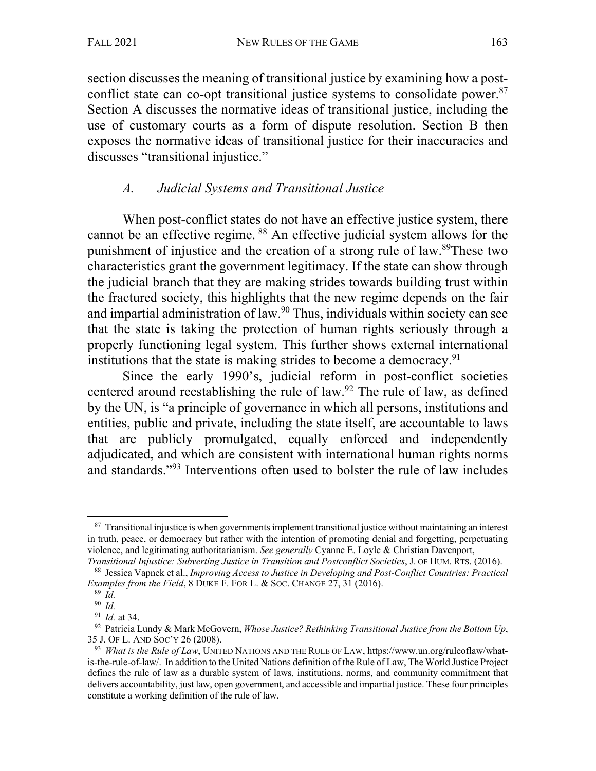section discusses the meaning of transitional justice by examining how a post-conflict state can co-opt transitional justice systems to consolidate power.[87] Section A discusses the normative ideas of transitional justice, including the use of customary courts as a form of dispute resolution. Section B then exposes the normative ideas of transitional justice for their inaccuracies and discusses "transitional injustice."

### *A. Judicial Systems and Transitional Justice*

When post-conflict states do not have an effective justice system, there cannot be an effective regime. [88] An effective judicial system allows for the punishment of injustice and the creation of a strong rule of law.[89]These two characteristics grant the government legitimacy. If the state can show through the judicial branch that they are making strides towards building trust within the fractured society, this highlights that the new regime depends on the fair and impartial administration of law.[90] Thus, individuals within society can see that the state is taking the protection of human rights seriously through a properly functioning legal system. This further shows external international institutions that the state is making strides to become a democracy.[91]

Since the early 1990's, judicial reform in post-conflict societies centered around reestablishing the rule of law.[92] The rule of law, as defined by the UN, is "a principle of governance in which all persons, institutions and entities, public and private, including the state itself, are accountable to laws that are publicly promulgated, equally enforced and independently adjudicated, and which are consistent with international human rights norms and standards."[93] Interventions often used to bolster the rule of law includes

---

[87] Transitional injustice is when governments implement transitional justice without maintaining an interest in truth, peace, or democracy but rather with the intention of promoting denial and forgetting, perpetuating violence, and legitimating authoritarianism. *See generally* Cyanne E. Loyle & Christian Davenport, *Transitional Injustice: Subverting Justice in Transition and Postconflict Societies*, J. OF HUM. RTS. (2016).

[88] Jessica Vapnek et al., *Improving Access to Justice in Developing and Post-Conflict Countries: Practical Examples from the Field*, 8 DUKE F. FOR L. & SOC. CHANGE 27, 31 (2016).

[89] *Id.*

[90] *Id.*

[91] *Id.* at 34.

[92] Patricia Lundy & Mark McGovern, *Whose Justice? Rethinking Transitional Justice from the Bottom Up*, 35 J. OF L. AND SOC'Y 26 (2008).

[93] *What is the Rule of Law*, UNITED NATIONS AND THE RULE OF LAW, https://www.un.org/ruleoflaw/what-is-the-rule-of-law/. In addition to the United Nations definition of the Rule of Law, The World Justice Project defines the rule of law as a durable system of laws, institutions, norms, and community commitment that delivers accountability, just law, open government, and accessible and impartial justice. These four principles constitute a working definition of the rule of law.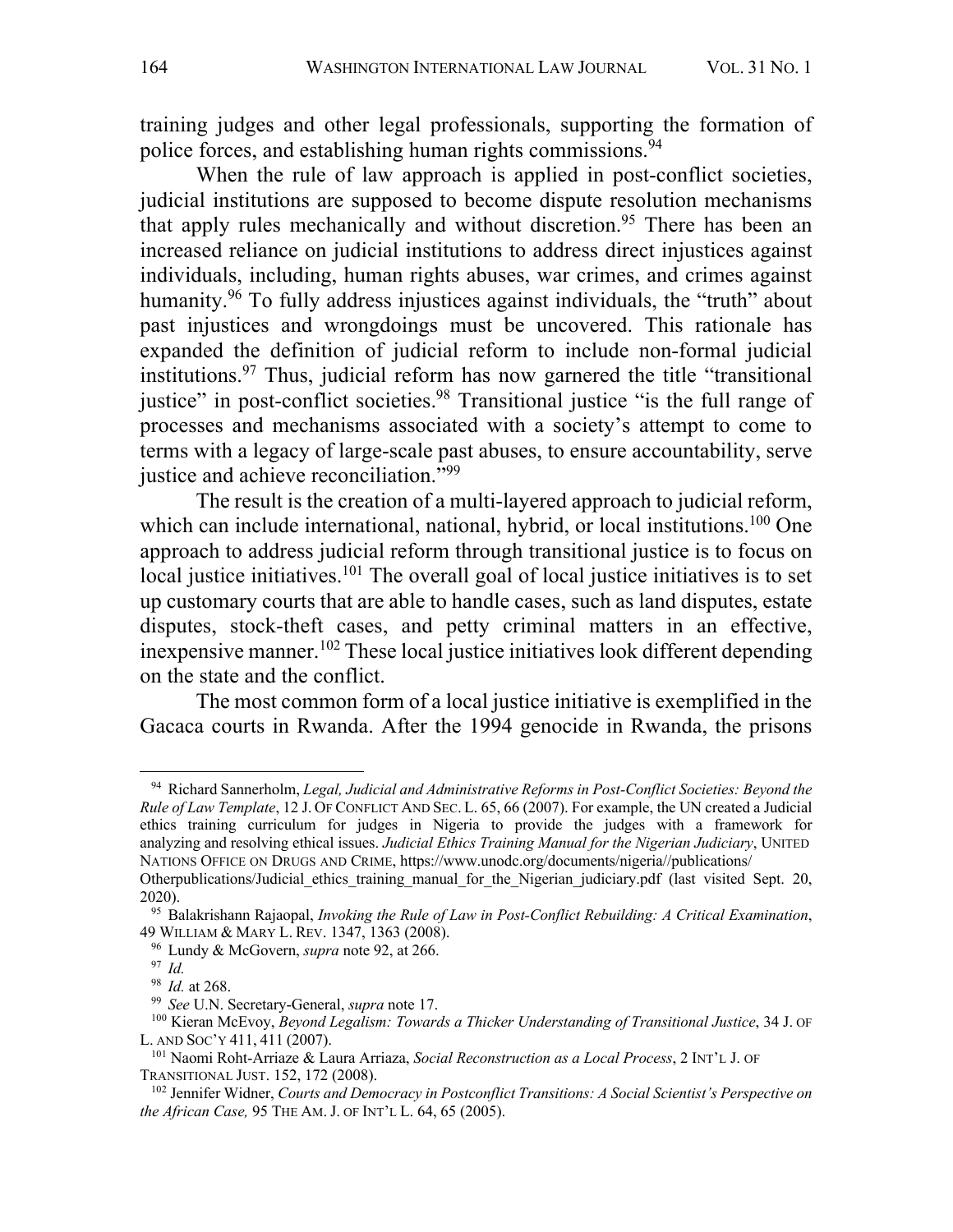training judges and other legal professionals, supporting the formation of police forces, and establishing human rights commissions.[94]

When the rule of law approach is applied in post-conflict societies, judicial institutions are supposed to become dispute resolution mechanisms that apply rules mechanically and without discretion.[95] There has been an increased reliance on judicial institutions to address direct injustices against individuals, including, human rights abuses, war crimes, and crimes against humanity.[96] To fully address injustices against individuals, the "truth" about past injustices and wrongdoings must be uncovered. This rationale has expanded the definition of judicial reform to include non-formal judicial institutions.[97] Thus, judicial reform has now garnered the title "transitional justice" in post-conflict societies.[98] Transitional justice "is the full range of processes and mechanisms associated with a society's attempt to come to terms with a legacy of large-scale past abuses, to ensure accountability, serve justice and achieve reconciliation."[99]

The result is the creation of a multi-layered approach to judicial reform, which can include international, national, hybrid, or local institutions.[100] One approach to address judicial reform through transitional justice is to focus on local justice initiatives.[101] The overall goal of local justice initiatives is to set up customary courts that are able to handle cases, such as land disputes, estate disputes, stock-theft cases, and petty criminal matters in an effective, inexpensive manner.[102] These local justice initiatives look different depending on the state and the conflict.

The most common form of a local justice initiative is exemplified in the Gacaca courts in Rwanda. After the 1994 genocide in Rwanda, the prisons

---

[94] Richard Sannerholm, *Legal, Judicial and Administrative Reforms in Post-Conflict Societies: Beyond the Rule of Law Template*, 12 J. OF CONFLICT AND SEC. L. 65, 66 (2007). For example, the UN created a Judicial ethics training curriculum for judges in Nigeria to provide the judges with a framework for analyzing and resolving ethical issues. *Judicial Ethics Training Manual for the Nigerian Judiciary*, UNITED NATIONS OFFICE ON DRUGS AND CRIME, https://www.unodc.org/documents/nigeria//publications/Otherpublications/Judicial_ethics_training_manual_for_the_Nigerian_judiciary.pdf (last visited Sept. 20, 2020).

[95] Balakrishann Rajaopal, *Invoking the Rule of Law in Post-Conflict Rebuilding: A Critical Examination*, 49 WILLIAM & MARY L. REV. 1347, 1363 (2008).

[96] Lundy & McGovern, *supra* note 92, at 266.

[97] *Id.*

[98] *Id.* at 268.

[99] *See* U.N. Secretary-General, *supra* note 17.

[100] Kieran McEvoy, *Beyond Legalism: Towards a Thicker Understanding of Transitional Justice*, 34 J. OF L. AND SOC'Y 411, 411 (2007).

[101] Naomi Roht-Arriaze & Laura Arriaza, *Social Reconstruction as a Local Process*, 2 INT'L J. OF TRANSITIONAL JUST. 152, 172 (2008).

[102] Jennifer Widner, *Courts and Democracy in Postconflict Transitions: A Social Scientist's Perspective on the African Case,* 95 THE AM. J. OF INT'L L. 64, 65 (2005).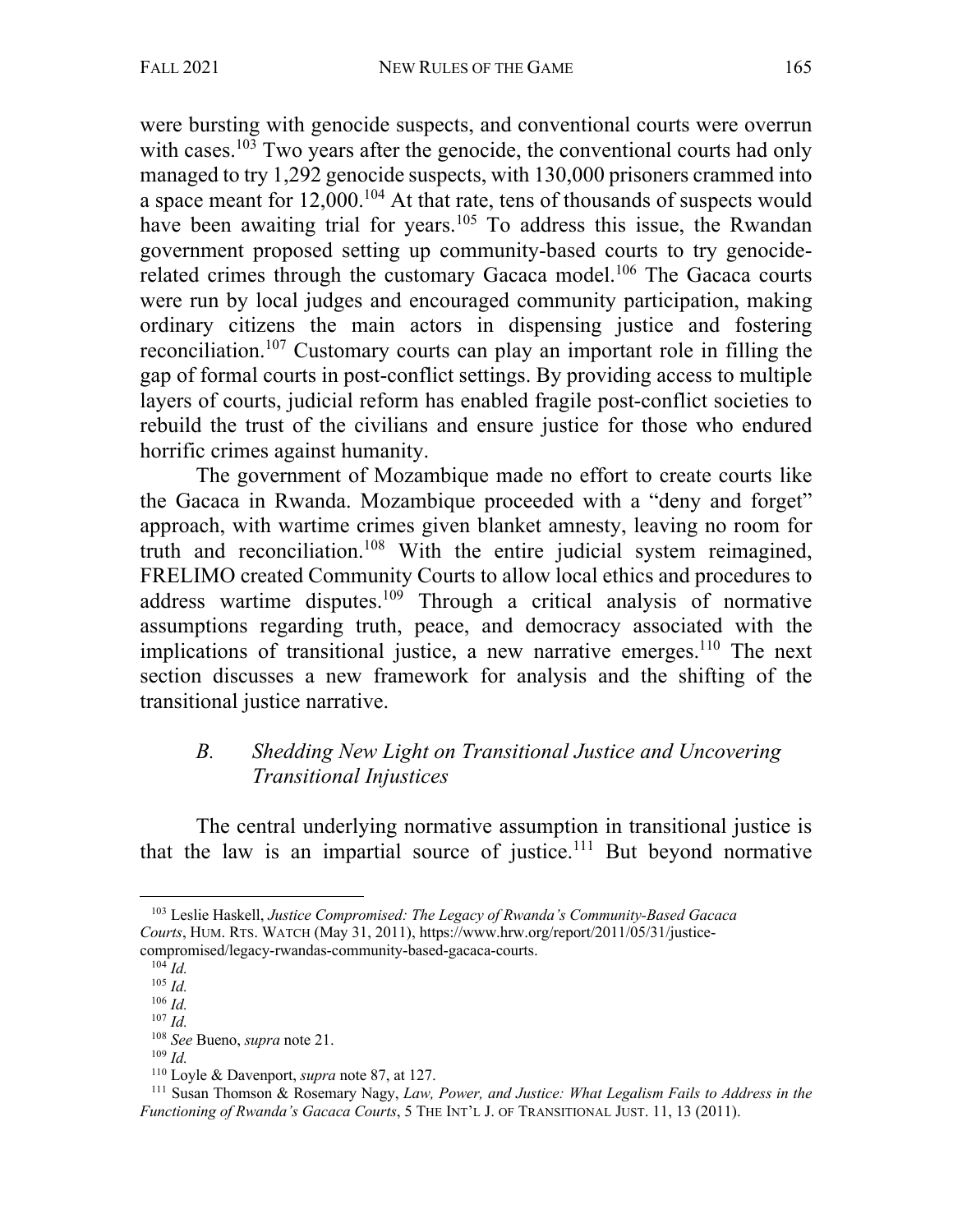were bursting with genocide suspects, and conventional courts were overrun with cases.[103] Two years after the genocide, the conventional courts had only managed to try 1,292 genocide suspects, with 130,000 prisoners crammed into a space meant for 12,000.[104] At that rate, tens of thousands of suspects would have been awaiting trial for years.[105] To address this issue, the Rwandan government proposed setting up community-based courts to try genocide-related crimes through the customary Gacaca model.[106] The Gacaca courts were run by local judges and encouraged community participation, making ordinary citizens the main actors in dispensing justice and fostering reconciliation.[107] Customary courts can play an important role in filling the gap of formal courts in post-conflict settings. By providing access to multiple layers of courts, judicial reform has enabled fragile post-conflict societies to rebuild the trust of the civilians and ensure justice for those who endured horrific crimes against humanity.

The government of Mozambique made no effort to create courts like the Gacaca in Rwanda. Mozambique proceeded with a "deny and forget" approach, with wartime crimes given blanket amnesty, leaving no room for truth and reconciliation.[108] With the entire judicial system reimagined, FRELIMO created Community Courts to allow local ethics and procedures to address wartime disputes.[109] Through a critical analysis of normative assumptions regarding truth, peace, and democracy associated with the implications of transitional justice, a new narrative emerges.[110] The next section discusses a new framework for analysis and the shifting of the transitional justice narrative.

### B. *Shedding New Light on Transitional Justice and Uncovering Transitional Injustices*

The central underlying normative assumption in transitional justice is that the law is an impartial source of justice.[111] But beyond normative

---

[103] Leslie Haskell, *Justice Compromised: The Legacy of Rwanda's Community-Based Gacaca Courts*, HUM. RTS. WATCH (May 31, 2011), https://www.hrw.org/report/2011/05/31/justice-compromised/legacy-rwandas-community-based-gacaca-courts.

[104] *Id.*

[105] *Id.*

[106] *Id.*

[107] *Id.*

[108] *See* Bueno, *supra* note 21.

[109] *Id.*

[110] Loyle & Davenport, *supra* note 87, at 127.

[111] Susan Thomson & Rosemary Nagy, *Law, Power, and Justice: What Legalism Fails to Address in the Functioning of Rwanda's Gacaca Courts*, 5 THE INT'L J. OF TRANSITIONAL JUST. 11, 13 (2011).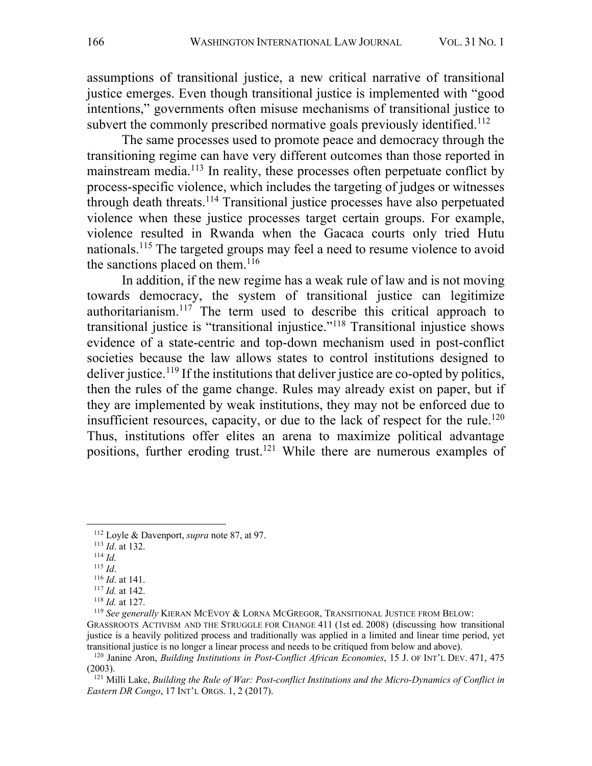assumptions of transitional justice, a new critical narrative of transitional justice emerges. Even though transitional justice is implemented with "good intentions," governments often misuse mechanisms of transitional justice to subvert the commonly prescribed normative goals previously identified.[112]

The same processes used to promote peace and democracy through the transitioning regime can have very different outcomes than those reported in mainstream media.[113] In reality, these processes often perpetuate conflict by process-specific violence, which includes the targeting of judges or witnesses through death threats.[114] Transitional justice processes have also perpetuated violence when these justice processes target certain groups. For example, violence resulted in Rwanda when the Gacaca courts only tried Hutu nationals.[115] The targeted groups may feel a need to resume violence to avoid the sanctions placed on them.[116]

In addition, if the new regime has a weak rule of law and is not moving towards democracy, the system of transitional justice can legitimize authoritarianism.[117] The term used to describe this critical approach to transitional justice is "transitional injustice."[118] Transitional injustice shows evidence of a state-centric and top-down mechanism used in post-conflict societies because the law allows states to control institutions designed to deliver justice.[119] If the institutions that deliver justice are co-opted by politics, then the rules of the game change. Rules may already exist on paper, but if they are implemented by weak institutions, they may not be enforced due to insufficient resources, capacity, or due to the lack of respect for the rule.[120] Thus, institutions offer elites an arena to maximize political advantage positions, further eroding trust.[121] While there are numerous examples of

---

[112] Loyle & Davenport, *supra* note 87, at 97.

[113] *Id*. at 132.

[114] *Id.*

[115] *Id*.

[116] *Id*. at 141.

[117] *Id.* at 142.

[118] *Id.* at 127.

[119] *See generally* KIERAN MCEVOY & LORNA MCGREGOR, TRANSITIONAL JUSTICE FROM BELOW: GRASSROOTS ACTIVISM AND THE STRUGGLE FOR CHANGE 411 (1st ed. 2008) (discussing how transitional justice is a heavily politized process and traditionally was applied in a limited and linear time period, yet transitional justice is no longer a linear process and needs to be critiqued from below and above).

[120] Janine Aron, *Building Institutions in Post-Conflict African Economies*, 15 J. OF INT'L DEV. 471, 475 (2003).

[121] Milli Lake, *Building the Rule of War: Post-conflict Institutions and the Micro-Dynamics of Conflict in Eastern DR Congo*, 17 INT'L ORGS. 1, 2 (2017).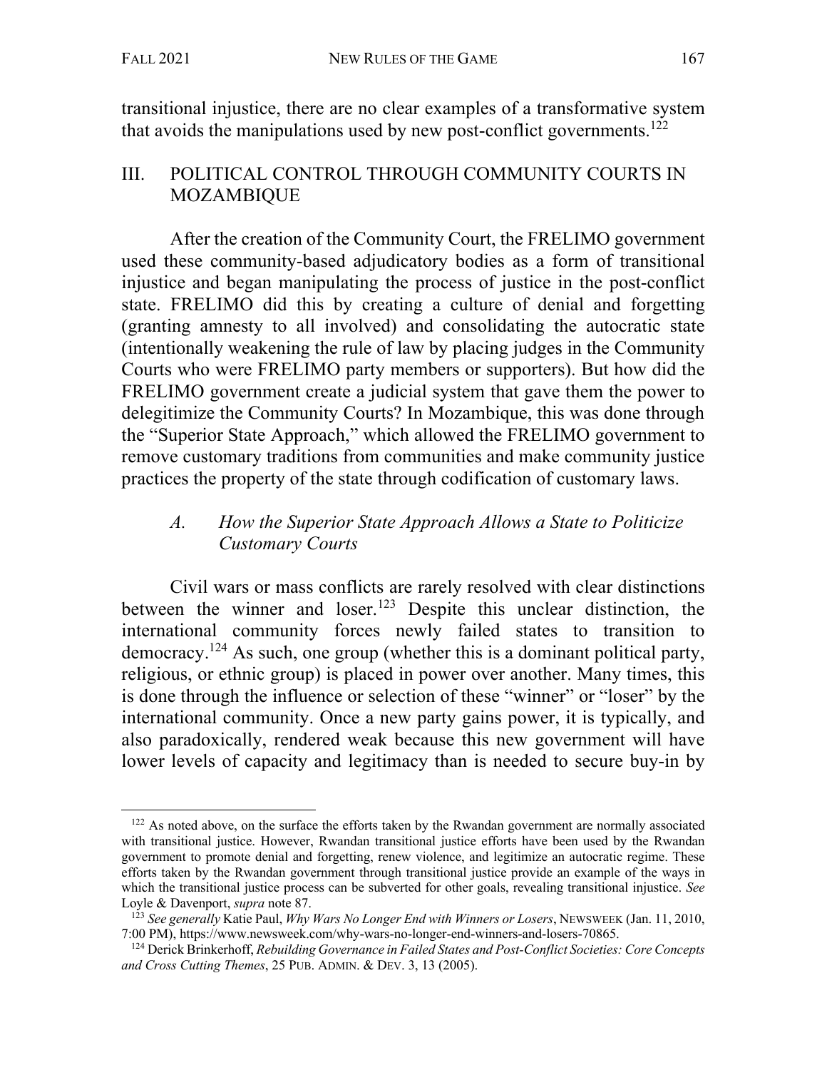transitional injustice, there are no clear examples of a transformative system that avoids the manipulations used by new post-conflict governments.[122]

## III. POLITICAL CONTROL THROUGH COMMUNITY COURTS IN MOZAMBIQUE

After the creation of the Community Court, the FRELIMO government used these community-based adjudicatory bodies as a form of transitional injustice and began manipulating the process of justice in the post-conflict state. FRELIMO did this by creating a culture of denial and forgetting (granting amnesty to all involved) and consolidating the autocratic state (intentionally weakening the rule of law by placing judges in the Community Courts who were FRELIMO party members or supporters). But how did the FRELIMO government create a judicial system that gave them the power to delegitimize the Community Courts? In Mozambique, this was done through the "Superior State Approach," which allowed the FRELIMO government to remove customary traditions from communities and make community justice practices the property of the state through codification of customary laws.

### *A. How the Superior State Approach Allows a State to Politicize Customary Courts*

Civil wars or mass conflicts are rarely resolved with clear distinctions between the winner and loser.[123] Despite this unclear distinction, the international community forces newly failed states to transition to democracy.[124] As such, one group (whether this is a dominant political party, religious, or ethnic group) is placed in power over another. Many times, this is done through the influence or selection of these "winner" or "loser" by the international community. Once a new party gains power, it is typically, and also paradoxically, rendered weak because this new government will have lower levels of capacity and legitimacy than is needed to secure buy-in by

---

[122] As noted above, on the surface the efforts taken by the Rwandan government are normally associated with transitional justice. However, Rwandan transitional justice efforts have been used by the Rwandan government to promote denial and forgetting, renew violence, and legitimize an autocratic regime. These efforts taken by the Rwandan government through transitional justice provide an example of the ways in which the transitional justice process can be subverted for other goals, revealing transitional injustice. *See* Loyle & Davenport, *supra* note 87.

[123] *See generally* Katie Paul, *Why Wars No Longer End with Winners or Losers*, NEWSWEEK (Jan. 11, 2010, 7:00 PM), https://www.newsweek.com/why-wars-no-longer-end-winners-and-losers-70865.

[124] Derick Brinkerhoff, *Rebuilding Governance in Failed States and Post-Conflict Societies: Core Concepts and Cross Cutting Themes*, 25 PUB. ADMIN. & DEV. 3, 13 (2005).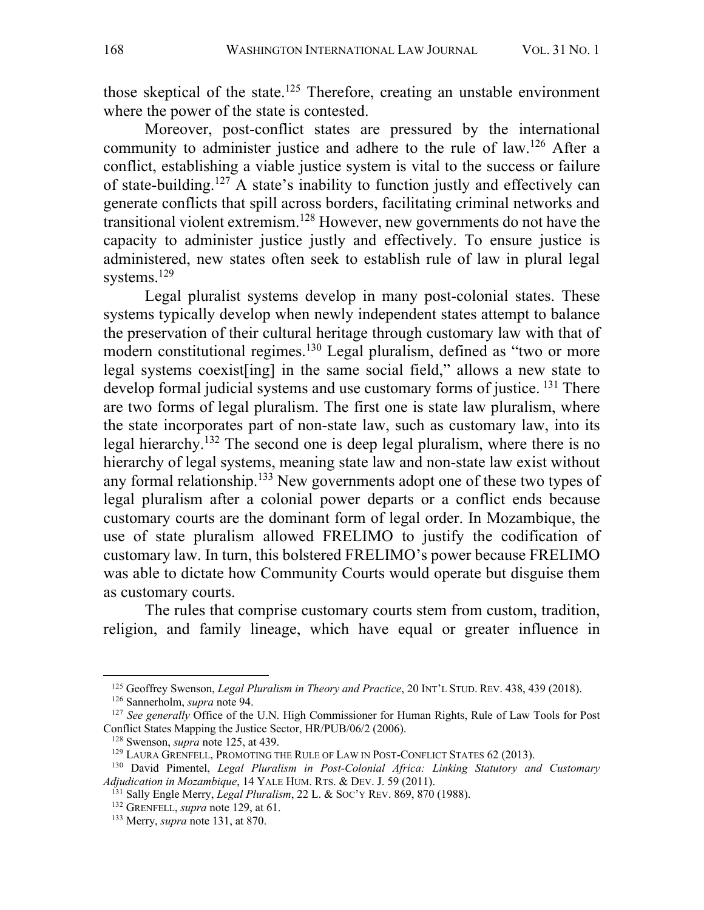those skeptical of the state.[125] Therefore, creating an unstable environment where the power of the state is contested.

Moreover, post-conflict states are pressured by the international community to administer justice and adhere to the rule of law.[126] After a conflict, establishing a viable justice system is vital to the success or failure of state-building.[127] A state's inability to function justly and effectively can generate conflicts that spill across borders, facilitating criminal networks and transitional violent extremism.[128] However, new governments do not have the capacity to administer justice justly and effectively. To ensure justice is administered, new states often seek to establish rule of law in plural legal systems.[129]

Legal pluralist systems develop in many post-colonial states. These systems typically develop when newly independent states attempt to balance the preservation of their cultural heritage through customary law with that of modern constitutional regimes.[130] Legal pluralism, defined as "two or more legal systems coexist[ing] in the same social field," allows a new state to develop formal judicial systems and use customary forms of justice.[131] There are two forms of legal pluralism. The first one is state law pluralism, where the state incorporates part of non-state law, such as customary law, into its legal hierarchy.[132] The second one is deep legal pluralism, where there is no hierarchy of legal systems, meaning state law and non-state law exist without any formal relationship.[133] New governments adopt one of these two types of legal pluralism after a colonial power departs or a conflict ends because customary courts are the dominant form of legal order. In Mozambique, the use of state pluralism allowed FRELIMO to justify the codification of customary law. In turn, this bolstered FRELIMO's power because FRELIMO was able to dictate how Community Courts would operate but disguise them as customary courts.

The rules that comprise customary courts stem from custom, tradition, religion, and family lineage, which have equal or greater influence in

---

[125] Geoffrey Swenson, *Legal Pluralism in Theory and Practice*, 20 INT'L STUD. REV. 438, 439 (2018).

[126] Sannerholm, *supra* note 94.

[127] *See generally* Office of the U.N. High Commissioner for Human Rights, Rule of Law Tools for Post Conflict States Mapping the Justice Sector, HR/PUB/06/2 (2006).

[128] Swenson, *supra* note 125, at 439.

[129] LAURA GRENFELL, PROMOTING THE RULE OF LAW IN POST-CONFLICT STATES 62 (2013).

[130] David Pimentel, *Legal Pluralism in Post-Colonial Africa: Linking Statutory and Customary Adjudication in Mozambique*, 14 YALE HUM. RTS. & DEV. J. 59 (2011).

[131] Sally Engle Merry, *Legal Pluralism*, 22 L. & SOC'Y REV. 869, 870 (1988).

[132] GRENFELL, *supra* note 129, at 61.

[133] Merry, *supra* note 131, at 870.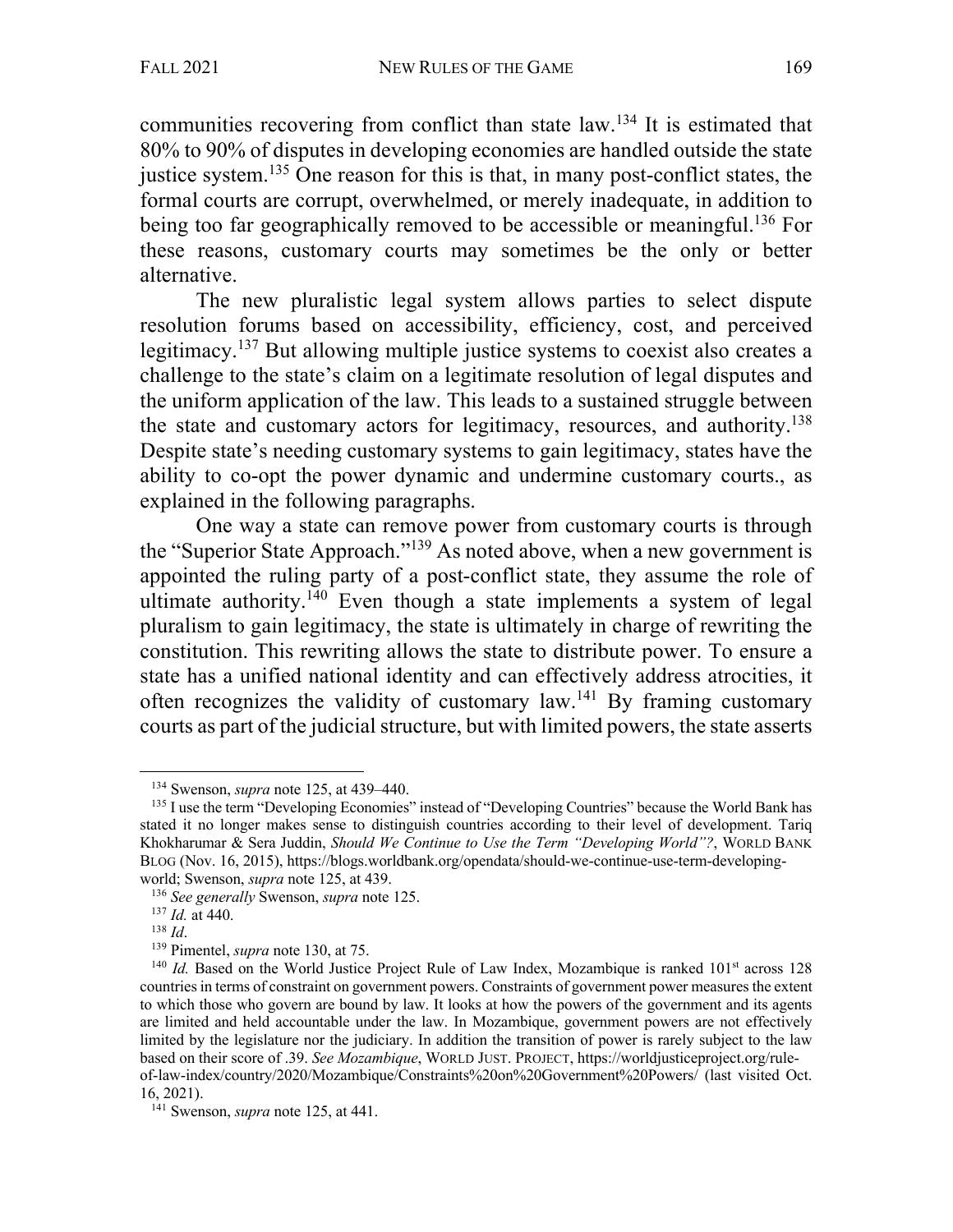communities recovering from conflict than state law.[134] It is estimated that 80% to 90% of disputes in developing economies are handled outside the state justice system.[135] One reason for this is that, in many post-conflict states, the formal courts are corrupt, overwhelmed, or merely inadequate, in addition to being too far geographically removed to be accessible or meaningful.[136] For these reasons, customary courts may sometimes be the only or better alternative.

The new pluralistic legal system allows parties to select dispute resolution forums based on accessibility, efficiency, cost, and perceived legitimacy.[137] But allowing multiple justice systems to coexist also creates a challenge to the state's claim on a legitimate resolution of legal disputes and the uniform application of the law. This leads to a sustained struggle between the state and customary actors for legitimacy, resources, and authority.[138] Despite state's needing customary systems to gain legitimacy, states have the ability to co-opt the power dynamic and undermine customary courts., as explained in the following paragraphs.

One way a state can remove power from customary courts is through the "Superior State Approach."[139] As noted above, when a new government is appointed the ruling party of a post-conflict state, they assume the role of ultimate authority.[140] Even though a state implements a system of legal pluralism to gain legitimacy, the state is ultimately in charge of rewriting the constitution. This rewriting allows the state to distribute power. To ensure a state has a unified national identity and can effectively address atrocities, it often recognizes the validity of customary law.[141] By framing customary courts as part of the judicial structure, but with limited powers, the state asserts

---

[134] Swenson, *supra* note 125, at 439–440.

[135] I use the term "Developing Economies" instead of "Developing Countries" because the World Bank has stated it no longer makes sense to distinguish countries according to their level of development. Tariq Khokharumar & Sera Juddin, *Should We Continue to Use the Term "Developing World"?*, WORLD BANK BLOG (Nov. 16, 2015), https://blogs.worldbank.org/opendata/should-we-continue-use-term-developing-world; Swenson, *supra* note 125, at 439.

[136] *See generally* Swenson, *supra* note 125.

[137] *Id.* at 440.

[138] *Id*.

[139] Pimentel, *supra* note 130, at 75.

[140] *Id.* Based on the World Justice Project Rule of Law Index, Mozambique is ranked 101st across 128 countries in terms of constraint on government powers. Constraints of government power measures the extent to which those who govern are bound by law. It looks at how the powers of the government and its agents are limited and held accountable under the law. In Mozambique, government powers are not effectively limited by the legislature nor the judiciary. In addition the transition of power is rarely subject to the law based on their score of .39. *See Mozambique*, WORLD JUST. PROJECT, https://worldjusticeproject.org/rule-of-law-index/country/2020/Mozambique/Constraints%20on%20Government%20Powers/ (last visited Oct. 16, 2021).

[141] Swenson, *supra* note 125, at 441.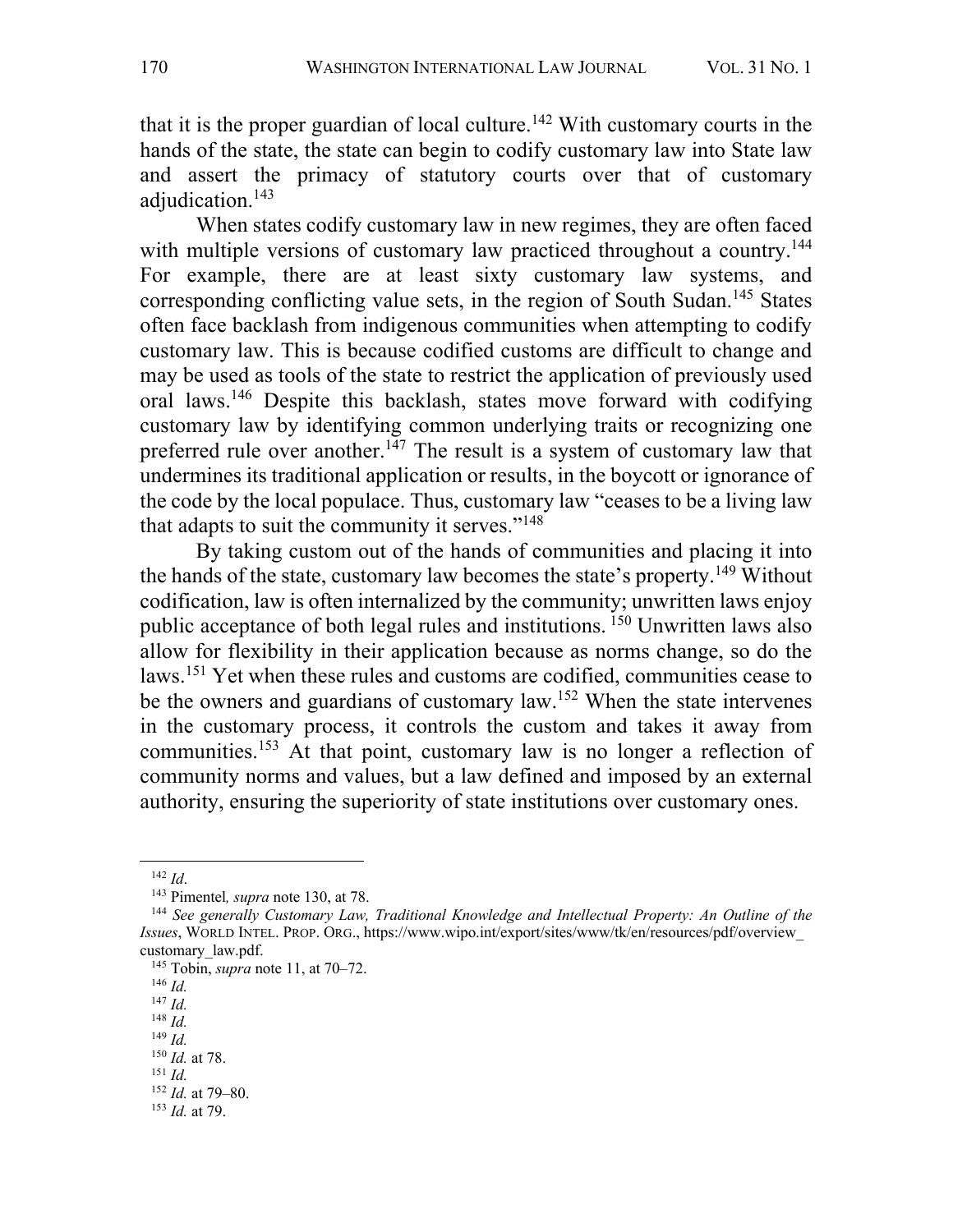that it is the proper guardian of local culture.[142] With customary courts in the hands of the state, the state can begin to codify customary law into State law and assert the primacy of statutory courts over that of customary adjudication.[143]

When states codify customary law in new regimes, they are often faced with multiple versions of customary law practiced throughout a country.[144] For example, there are at least sixty customary law systems, and corresponding conflicting value sets, in the region of South Sudan.[145] States often face backlash from indigenous communities when attempting to codify customary law. This is because codified customs are difficult to change and may be used as tools of the state to restrict the application of previously used oral laws.[146] Despite this backlash, states move forward with codifying customary law by identifying common underlying traits or recognizing one preferred rule over another.[147] The result is a system of customary law that undermines its traditional application or results, in the boycott or ignorance of the code by the local populace. Thus, customary law "ceases to be a living law that adapts to suit the community it serves."[148]

By taking custom out of the hands of communities and placing it into the hands of the state, customary law becomes the state's property.[149] Without codification, law is often internalized by the community; unwritten laws enjoy public acceptance of both legal rules and institutions.[150] Unwritten laws also allow for flexibility in their application because as norms change, so do the laws.[151] Yet when these rules and customs are codified, communities cease to be the owners and guardians of customary law.[152] When the state intervenes in the customary process, it controls the custom and takes it away from communities.[153] At that point, customary law is no longer a reflection of community norms and values, but a law defined and imposed by an external authority, ensuring the superiority of state institutions over customary ones.

---

[142] *Id*.

[143] Pimentel*, supra* note 130, at 78.

[144] *See generally Customary Law, Traditional Knowledge and Intellectual Property: An Outline of the Issues*, WORLD INTEL. PROP. ORG., https://www.wipo.int/export/sites/www/tk/en/resources/pdf/overview_customary_law.pdf.

[145] Tobin, *supra* note 11, at 70–72.

[146] *Id.*

[147] *Id.*

[148] *Id.*

[149] *Id.*

[150] *Id.* at 78.

[151] *Id.*

[152] *Id.* at 79–80.

[153] *Id.* at 79.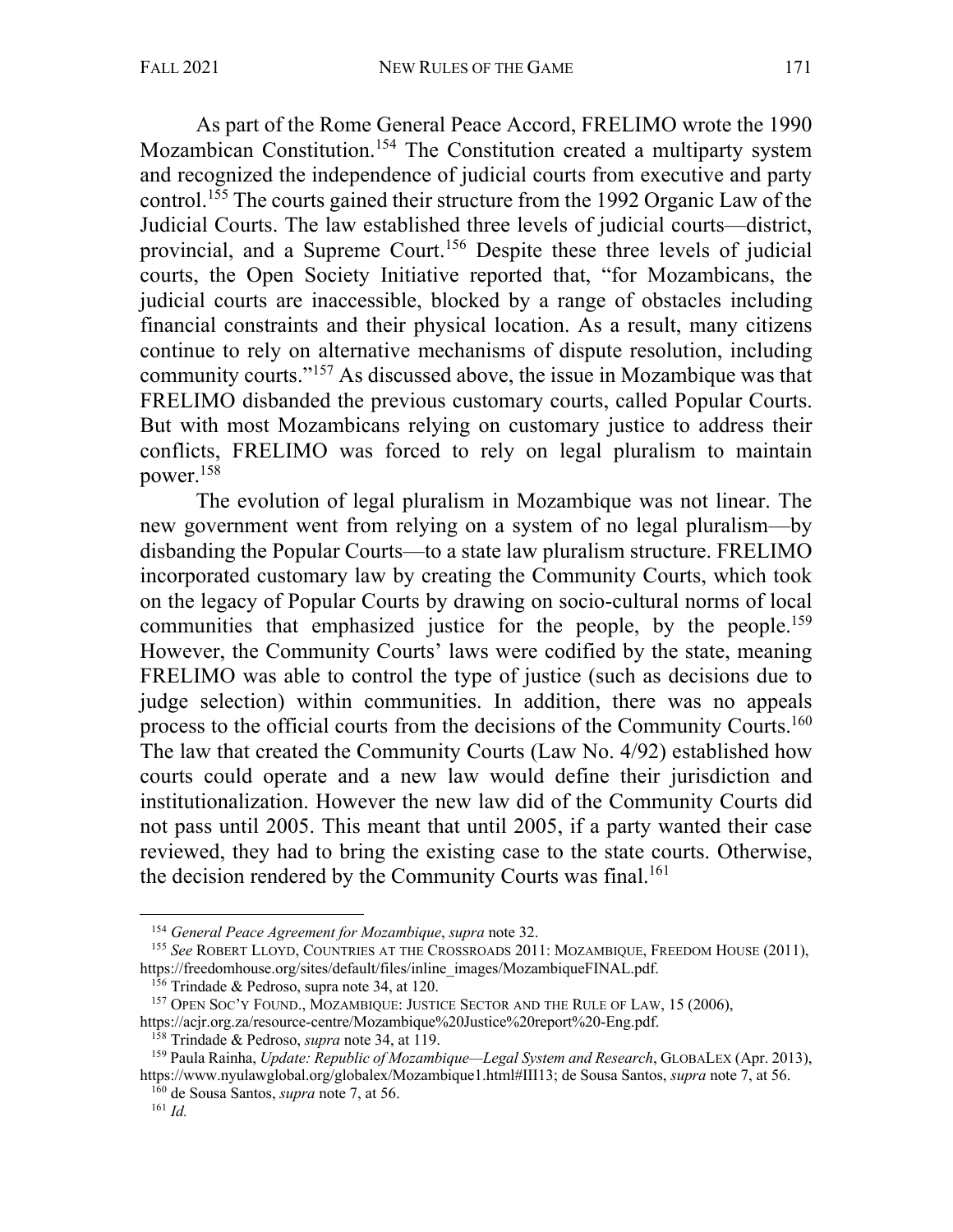As part of the Rome General Peace Accord, FRELIMO wrote the 1990 Mozambican Constitution.[154] The Constitution created a multiparty system and recognized the independence of judicial courts from executive and party control.[155] The courts gained their structure from the 1992 Organic Law of the Judicial Courts. The law established three levels of judicial courts—district, provincial, and a Supreme Court.[156] Despite these three levels of judicial courts, the Open Society Initiative reported that, "for Mozambicans, the judicial courts are inaccessible, blocked by a range of obstacles including financial constraints and their physical location. As a result, many citizens continue to rely on alternative mechanisms of dispute resolution, including community courts."[157] As discussed above, the issue in Mozambique was that FRELIMO disbanded the previous customary courts, called Popular Courts. But with most Mozambicans relying on customary justice to address their conflicts, FRELIMO was forced to rely on legal pluralism to maintain power.[158]

The evolution of legal pluralism in Mozambique was not linear. The new government went from relying on a system of no legal pluralism—by disbanding the Popular Courts—to a state law pluralism structure. FRELIMO incorporated customary law by creating the Community Courts, which took on the legacy of Popular Courts by drawing on socio-cultural norms of local communities that emphasized justice for the people, by the people.[159] However, the Community Courts' laws were codified by the state, meaning FRELIMO was able to control the type of justice (such as decisions due to judge selection) within communities. In addition, there was no appeals process to the official courts from the decisions of the Community Courts.[160] The law that created the Community Courts (Law No. 4/92) established how courts could operate and a new law would define their jurisdiction and institutionalization. However the new law did of the Community Courts did not pass until 2005. This meant that until 2005, if a party wanted their case reviewed, they had to bring the existing case to the state courts. Otherwise, the decision rendered by the Community Courts was final.[161]

---

[154] *General Peace Agreement for Mozambique*, *supra* note 32.

[155] *See* ROBERT LLOYD, COUNTRIES AT THE CROSSROADS 2011: MOZAMBIQUE, FREEDOM HOUSE (2011), https://freedomhouse.org/sites/default/files/inline_images/MozambiqueFINAL.pdf.

[156] Trindade & Pedroso, supra note 34, at 120.

[157] OPEN SOC'Y FOUND., MOZAMBIQUE: JUSTICE SECTOR AND THE RULE OF LAW, 15 (2006), https://acjr.org.za/resource-centre/Mozambique%20Justice%20report%20-Eng.pdf.

[158] Trindade & Pedroso, *supra* note 34, at 119.

[159] Paula Rainha, *Update: Republic of Mozambique—Legal System and Research*, GLOBALEX (Apr. 2013), https://www.nyulawglobal.org/globalex/Mozambique1.html#III13; de Sousa Santos, *supra* note 7, at 56.

[160] de Sousa Santos, *supra* note 7, at 56.

[161] *Id.*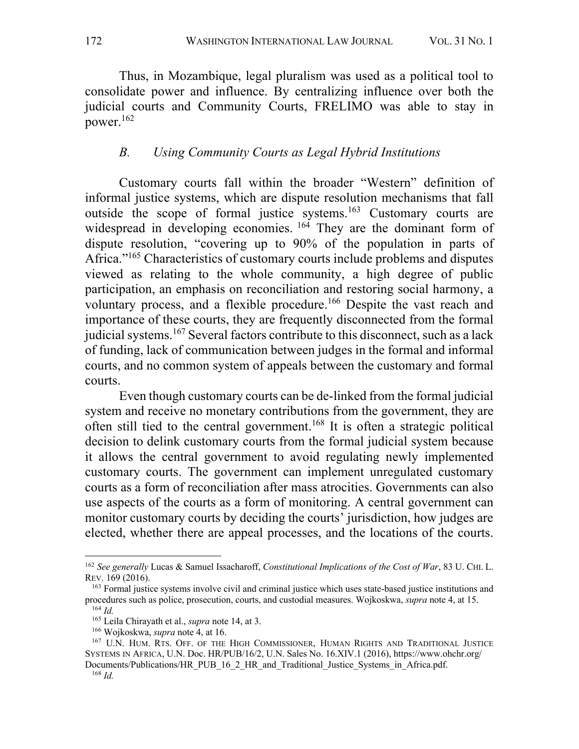Thus, in Mozambique, legal pluralism was used as a political tool to consolidate power and influence. By centralizing influence over both the judicial courts and Community Courts, FRELIMO was able to stay in power.[162]

### *B. Using Community Courts as Legal Hybrid Institutions*

Customary courts fall within the broader "Western" definition of informal justice systems, which are dispute resolution mechanisms that fall outside the scope of formal justice systems.[163] Customary courts are widespread in developing economies.[164] They are the dominant form of dispute resolution, "covering up to 90% of the population in parts of Africa."[165] Characteristics of customary courts include problems and disputes viewed as relating to the whole community, a high degree of public participation, an emphasis on reconciliation and restoring social harmony, a voluntary process, and a flexible procedure.[166] Despite the vast reach and importance of these courts, they are frequently disconnected from the formal judicial systems.[167] Several factors contribute to this disconnect, such as a lack of funding, lack of communication between judges in the formal and informal courts, and no common system of appeals between the customary and formal courts.

Even though customary courts can be de-linked from the formal judicial system and receive no monetary contributions from the government, they are often still tied to the central government.[168] It is often a strategic political decision to delink customary courts from the formal judicial system because it allows the central government to avoid regulating newly implemented customary courts. The government can implement unregulated customary courts as a form of reconciliation after mass atrocities. Governments can also use aspects of the courts as a form of monitoring. A central government can monitor customary courts by deciding the courts' jurisdiction, how judges are elected, whether there are appeal processes, and the locations of the courts.

---

[162] *See generally* Lucas & Samuel Issacharoff, *Constitutional Implications of the Cost of War*, 83 U. CHI. L. REV. 169 (2016).

[163] Formal justice systems involve civil and criminal justice which uses state-based justice institutions and procedures such as police, prosecution, courts, and custodial measures. Wojkoskwa, *supra* note 4, at 15.

[164] *Id.*

[165] Leila Chirayath et al., *supra* note 14, at 3.

[166] Wojkoskwa, *supra* note 4, at 16.

[167] U.N. HUM. RTS. OFF. OF THE HIGH COMMISSIONER, HUMAN RIGHTS AND TRADITIONAL JUSTICE SYSTEMS IN AFRICA, U.N. Doc. HR/PUB/16/2, U.N. Sales No. 16.XIV.1 (2016), https://www.ohchr.org/Documents/Publications/HR_PUB_16_2_HR_and_Traditional_Justice_Systems_in_Africa.pdf.

[168] *Id.*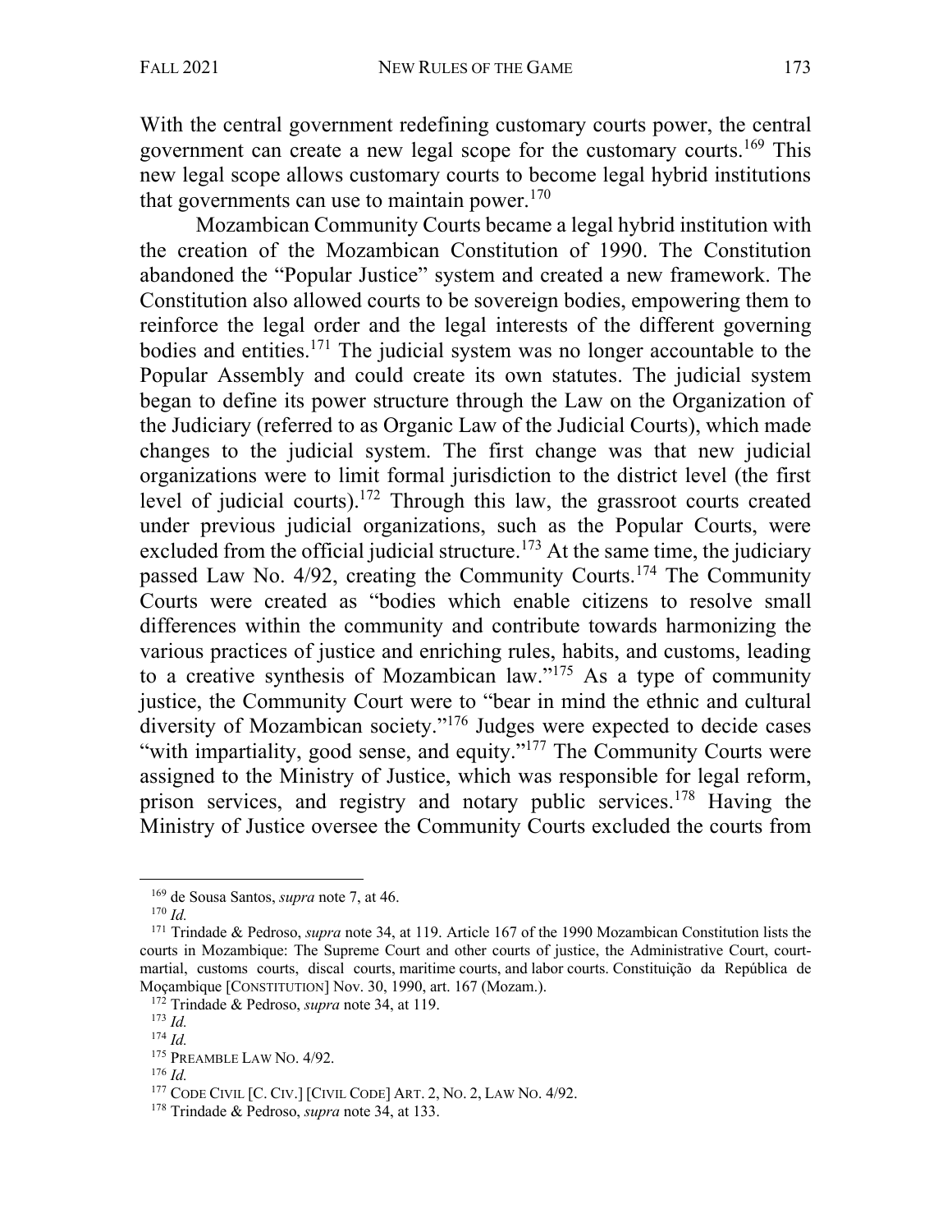With the central government redefining customary courts power, the central government can create a new legal scope for the customary courts.[169] This new legal scope allows customary courts to become legal hybrid institutions that governments can use to maintain power.[170]

Mozambican Community Courts became a legal hybrid institution with the creation of the Mozambican Constitution of 1990. The Constitution abandoned the "Popular Justice" system and created a new framework. The Constitution also allowed courts to be sovereign bodies, empowering them to reinforce the legal order and the legal interests of the different governing bodies and entities.[171] The judicial system was no longer accountable to the Popular Assembly and could create its own statutes. The judicial system began to define its power structure through the Law on the Organization of the Judiciary (referred to as Organic Law of the Judicial Courts), which made changes to the judicial system. The first change was that new judicial organizations were to limit formal jurisdiction to the district level (the first level of judicial courts).[172] Through this law, the grassroot courts created under previous judicial organizations, such as the Popular Courts, were excluded from the official judicial structure.[173] At the same time, the judiciary passed Law No. 4/92, creating the Community Courts.[174] The Community Courts were created as "bodies which enable citizens to resolve small differences within the community and contribute towards harmonizing the various practices of justice and enriching rules, habits, and customs, leading to a creative synthesis of Mozambican law."[175] As a type of community justice, the Community Court were to "bear in mind the ethnic and cultural diversity of Mozambican society."[176] Judges were expected to decide cases "with impartiality, good sense, and equity."[177] The Community Courts were assigned to the Ministry of Justice, which was responsible for legal reform, prison services, and registry and notary public services.[178] Having the Ministry of Justice oversee the Community Courts excluded the courts from

---

[169] de Sousa Santos, *supra* note 7, at 46.

[170] *Id.*

[171] Trindade & Pedroso, *supra* note 34, at 119. Article 167 of the 1990 Mozambican Constitution lists the courts in Mozambique: The Supreme Court and other courts of justice, the Administrative Court, court-martial, customs courts, discal courts, maritime courts, and labor courts. Constituição da República de Moçambique [CONSTITUTION] Nov. 30, 1990, art. 167 (Mozam.).

[172] Trindade & Pedroso, *supra* note 34, at 119.

[173] *Id.*

[174] *Id.*

[175] PREAMBLE LAW NO. 4/92.

[176] *Id.*

[177] CODE CIVIL [C. CIV.] [CIVIL CODE] ART. 2, NO. 2, LAW NO. 4/92.

[178] Trindade & Pedroso, *supra* note 34, at 133.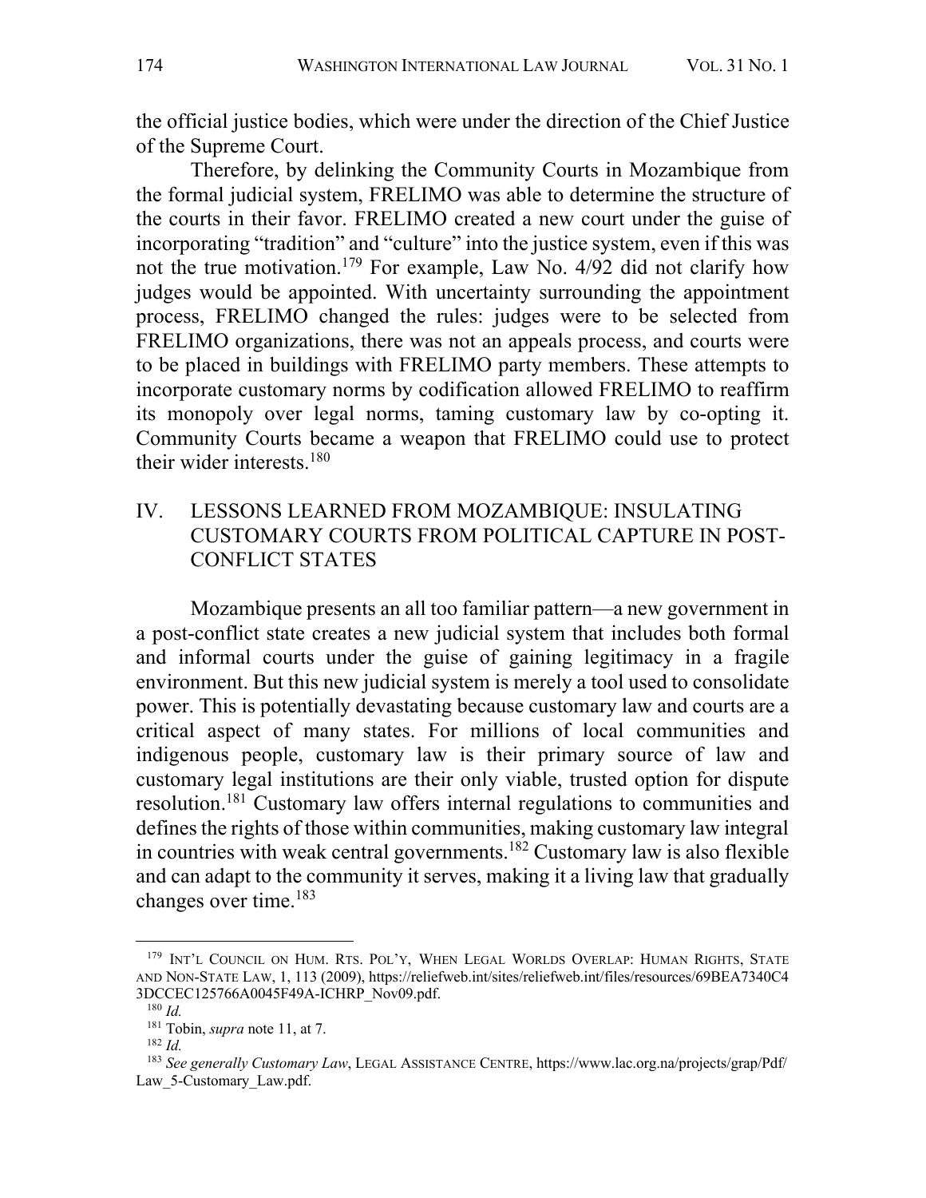the official justice bodies, which were under the direction of the Chief Justice of the Supreme Court.

Therefore, by delinking the Community Courts in Mozambique from the formal judicial system, FRELIMO was able to determine the structure of the courts in their favor. FRELIMO created a new court under the guise of incorporating "tradition" and "culture" into the justice system, even if this was not the true motivation.[179] For example, Law No. 4/92 did not clarify how judges would be appointed. With uncertainty surrounding the appointment process, FRELIMO changed the rules: judges were to be selected from FRELIMO organizations, there was not an appeals process, and courts were to be placed in buildings with FRELIMO party members. These attempts to incorporate customary norms by codification allowed FRELIMO to reaffirm its monopoly over legal norms, taming customary law by co-opting it. Community Courts became a weapon that FRELIMO could use to protect their wider interests.[180]

## IV. LESSONS LEARNED FROM MOZAMBIQUE: INSULATING CUSTOMARY COURTS FROM POLITICAL CAPTURE IN POST-CONFLICT STATES

Mozambique presents an all too familiar pattern—a new government in a post-conflict state creates a new judicial system that includes both formal and informal courts under the guise of gaining legitimacy in a fragile environment. But this new judicial system is merely a tool used to consolidate power. This is potentially devastating because customary law and courts are a critical aspect of many states. For millions of local communities and indigenous people, customary law is their primary source of law and customary legal institutions are their only viable, trusted option for dispute resolution.[181] Customary law offers internal regulations to communities and defines the rights of those within communities, making customary law integral in countries with weak central governments.[182] Customary law is also flexible and can adapt to the community it serves, making it a living law that gradually changes over time.[183]

---

[179] INT'L COUNCIL ON HUM. RTS. POL'Y, WHEN LEGAL WORLDS OVERLAP: HUMAN RIGHTS, STATE AND NON-STATE LAW, 1, 113 (2009), https://reliefweb.int/sites/reliefweb.int/files/resources/69BEA7340C43DCCEC125766A0045F49A-ICHRP_Nov09.pdf.

[180] *Id.*

[181] Tobin, *supra* note 11, at 7.

[182] *Id.*

[183] *See generally Customary Law*, LEGAL ASSISTANCE CENTRE, https://www.lac.org.na/projects/grap/Pdf/Law_5-Customary_Law.pdf.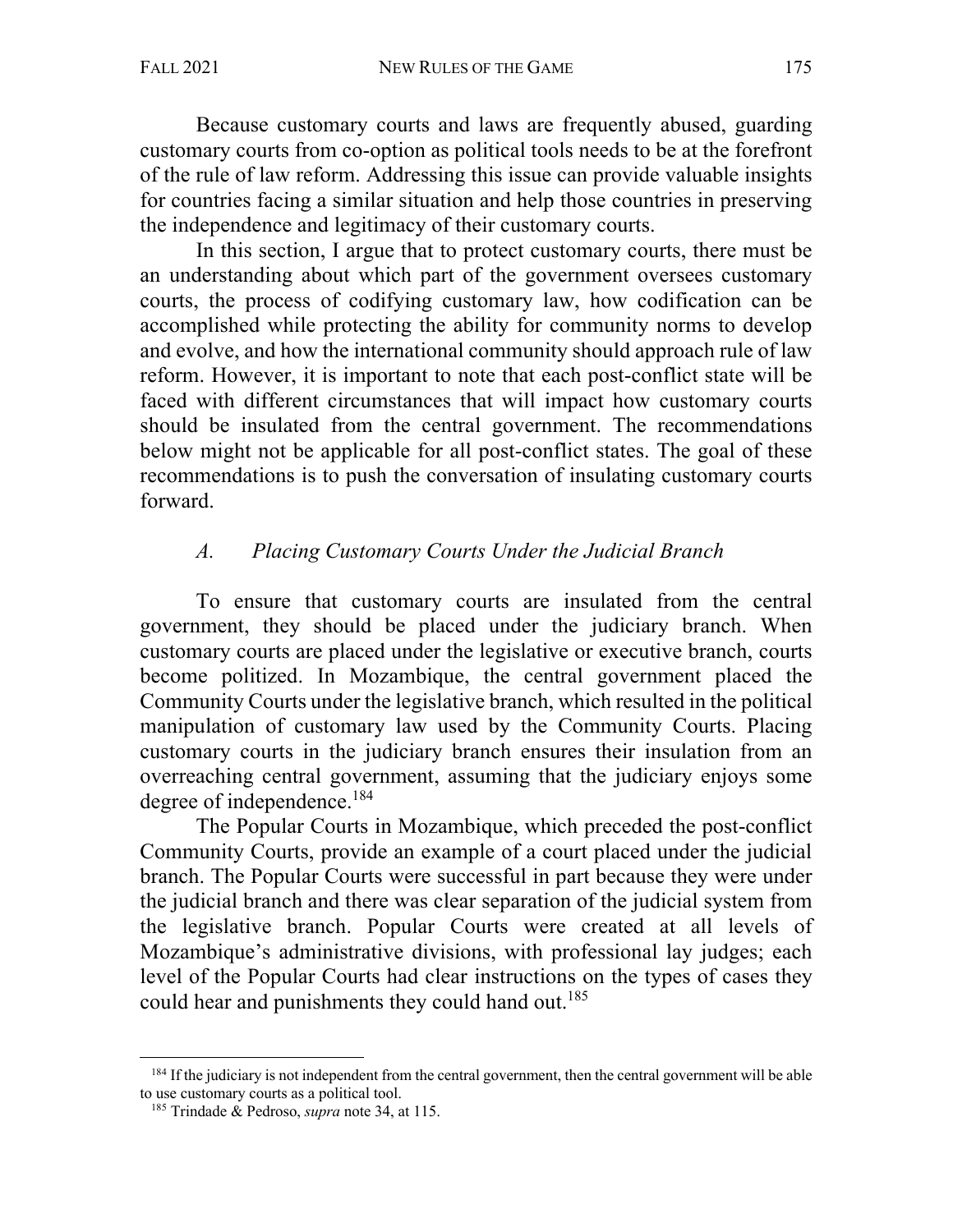Because customary courts and laws are frequently abused, guarding customary courts from co-option as political tools needs to be at the forefront of the rule of law reform. Addressing this issue can provide valuable insights for countries facing a similar situation and help those countries in preserving the independence and legitimacy of their customary courts.

In this section, I argue that to protect customary courts, there must be an understanding about which part of the government oversees customary courts, the process of codifying customary law, how codification can be accomplished while protecting the ability for community norms to develop and evolve, and how the international community should approach rule of law reform. However, it is important to note that each post-conflict state will be faced with different circumstances that will impact how customary courts should be insulated from the central government. The recommendations below might not be applicable for all post-conflict states. The goal of these recommendations is to push the conversation of insulating customary courts forward.

### *A. Placing Customary Courts Under the Judicial Branch*

To ensure that customary courts are insulated from the central government, they should be placed under the judiciary branch. When customary courts are placed under the legislative or executive branch, courts become politized. In Mozambique, the central government placed the Community Courts under the legislative branch, which resulted in the political manipulation of customary law used by the Community Courts. Placing customary courts in the judiciary branch ensures their insulation from an overreaching central government, assuming that the judiciary enjoys some degree of independence.[184]

The Popular Courts in Mozambique, which preceded the post-conflict Community Courts, provide an example of a court placed under the judicial branch. The Popular Courts were successful in part because they were under the judicial branch and there was clear separation of the judicial system from the legislative branch. Popular Courts were created at all levels of Mozambique's administrative divisions, with professional lay judges; each level of the Popular Courts had clear instructions on the types of cases they could hear and punishments they could hand out.[185]

---

[184] If the judiciary is not independent from the central government, then the central government will be able to use customary courts as a political tool.

[185] Trindade & Pedroso, *supra* note 34, at 115.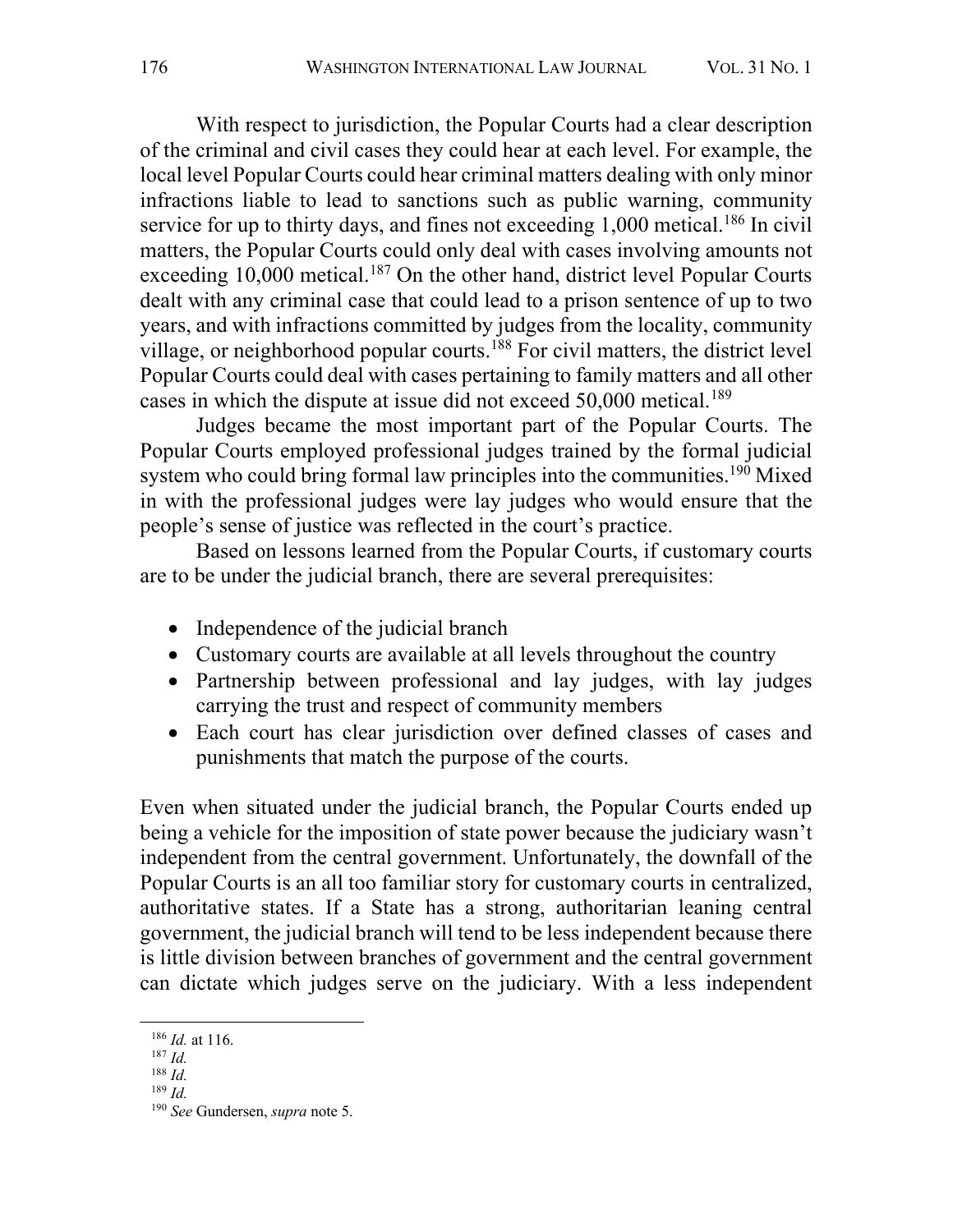With respect to jurisdiction, the Popular Courts had a clear description of the criminal and civil cases they could hear at each level. For example, the local level Popular Courts could hear criminal matters dealing with only minor infractions liable to lead to sanctions such as public warning, community service for up to thirty days, and fines not exceeding 1,000 metical.[186] In civil matters, the Popular Courts could only deal with cases involving amounts not exceeding 10,000 metical.[187] On the other hand, district level Popular Courts dealt with any criminal case that could lead to a prison sentence of up to two years, and with infractions committed by judges from the locality, community village, or neighborhood popular courts.[188] For civil matters, the district level Popular Courts could deal with cases pertaining to family matters and all other cases in which the dispute at issue did not exceed 50,000 metical.[189]

Judges became the most important part of the Popular Courts. The Popular Courts employed professional judges trained by the formal judicial system who could bring formal law principles into the communities.[190] Mixed in with the professional judges were lay judges who would ensure that the people's sense of justice was reflected in the court's practice.

Based on lessons learned from the Popular Courts, if customary courts are to be under the judicial branch, there are several prerequisites:

- Independence of the judicial branch
- Customary courts are available at all levels throughout the country
- Partnership between professional and lay judges, with lay judges carrying the trust and respect of community members
- Each court has clear jurisdiction over defined classes of cases and punishments that match the purpose of the courts.

Even when situated under the judicial branch, the Popular Courts ended up being a vehicle for the imposition of state power because the judiciary wasn't independent from the central government. Unfortunately, the downfall of the Popular Courts is an all too familiar story for customary courts in centralized, authoritative states. If a State has a strong, authoritarian leaning central government, the judicial branch will tend to be less independent because there is little division between branches of government and the central government can dictate which judges serve on the judiciary. With a less independent

---

[186] *Id.* at 116.

[187] *Id.*

[188] *Id.*

[189] *Id.*

[190] *See* Gundersen, *supra* note 5.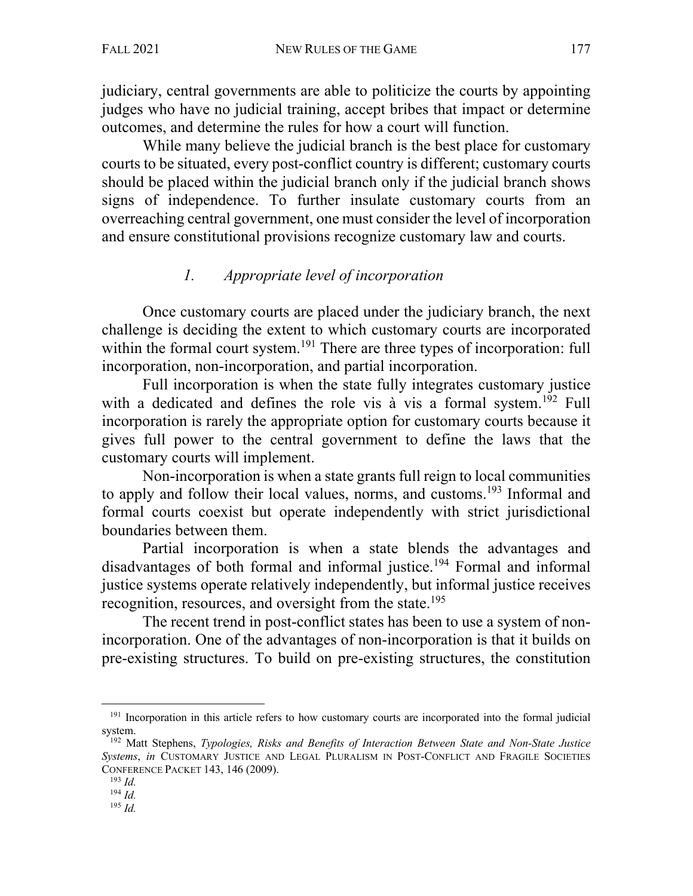judiciary, central governments are able to politicize the courts by appointing judges who have no judicial training, accept bribes that impact or determine outcomes, and determine the rules for how a court will function.

While many believe the judicial branch is the best place for customary courts to be situated, every post-conflict country is different; customary courts should be placed within the judicial branch only if the judicial branch shows signs of independence. To further insulate customary courts from an overreaching central government, one must consider the level of incorporation and ensure constitutional provisions recognize customary law and courts.

### *1. Appropriate level of incorporation*

Once customary courts are placed under the judiciary branch, the next challenge is deciding the extent to which customary courts are incorporated within the formal court system.[191] There are three types of incorporation: full incorporation, non-incorporation, and partial incorporation.

Full incorporation is when the state fully integrates customary justice with a dedicated and defines the role vis à vis a formal system.[192] Full incorporation is rarely the appropriate option for customary courts because it gives full power to the central government to define the laws that the customary courts will implement.

Non-incorporation is when a state grants full reign to local communities to apply and follow their local values, norms, and customs.[193] Informal and formal courts coexist but operate independently with strict jurisdictional boundaries between them.

Partial incorporation is when a state blends the advantages and disadvantages of both formal and informal justice.[194] Formal and informal justice systems operate relatively independently, but informal justice receives recognition, resources, and oversight from the state.[195]

The recent trend in post-conflict states has been to use a system of non-incorporation. One of the advantages of non-incorporation is that it builds on pre-existing structures. To build on pre-existing structures, the constitution

---

[191] Incorporation in this article refers to how customary courts are incorporated into the formal judicial system.

[192] Matt Stephens, *Typologies, Risks and Benefits of Interaction Between State and Non-State Justice Systems*, *in* CUSTOMARY JUSTICE AND LEGAL PLURALISM IN POST-CONFLICT AND FRAGILE SOCIETIES CONFERENCE PACKET 143, 146 (2009).

[193] *Id.*

[194] *Id.*

[195] *Id.*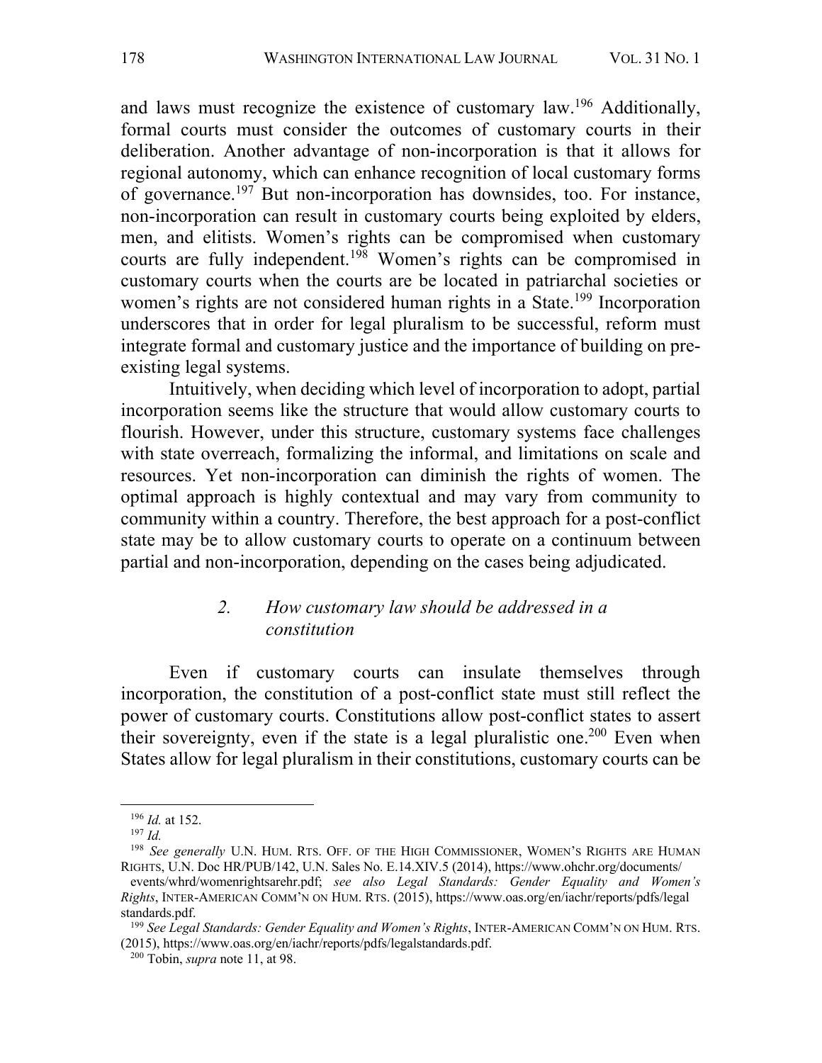and laws must recognize the existence of customary law.[196] Additionally, formal courts must consider the outcomes of customary courts in their deliberation. Another advantage of non-incorporation is that it allows for regional autonomy, which can enhance recognition of local customary forms of governance.[197] But non-incorporation has downsides, too. For instance, non-incorporation can result in customary courts being exploited by elders, men, and elitists. Women's rights can be compromised when customary courts are fully independent.[198] Women's rights can be compromised in customary courts when the courts are be located in patriarchal societies or women's rights are not considered human rights in a State.[199] Incorporation underscores that in order for legal pluralism to be successful, reform must integrate formal and customary justice and the importance of building on pre-existing legal systems.

Intuitively, when deciding which level of incorporation to adopt, partial incorporation seems like the structure that would allow customary courts to flourish. However, under this structure, customary systems face challenges with state overreach, formalizing the informal, and limitations on scale and resources. Yet non-incorporation can diminish the rights of women. The optimal approach is highly contextual and may vary from community to community within a country. Therefore, the best approach for a post-conflict state may be to allow customary courts to operate on a continuum between partial and non-incorporation, depending on the cases being adjudicated.

#### 2. *How customary law should be addressed in a constitution*

Even if customary courts can insulate themselves through incorporation, the constitution of a post-conflict state must still reflect the power of customary courts. Constitutions allow post-conflict states to assert their sovereignty, even if the state is a legal pluralistic one.[200] Even when States allow for legal pluralism in their constitutions, customary courts can be

---

[196] *Id.* at 152.

[197] *Id.*

[198] *See generally* U.N. HUM. RTS. OFF. OF THE HIGH COMMISSIONER, WOMEN'S RIGHTS ARE HUMAN RIGHTS, U.N. Doc HR/PUB/142, U.N. Sales No. E.14.XIV.5 (2014), https://www.ohchr.org/documents/events/whrd/womenrightsarehr.pdf; *see also Legal Standards: Gender Equality and Women's Rights*, INTER-AMERICAN COMM'N ON HUM. RTS. (2015), https://www.oas.org/en/iachr/reports/pdfs/legalstandards.pdf.

[199] *See Legal Standards: Gender Equality and Women's Rights*, INTER-AMERICAN COMM'N ON HUM. RTS. (2015), https://www.oas.org/en/iachr/reports/pdfs/legalstandards.pdf.

[200] Tobin, *supra* note 11, at 98.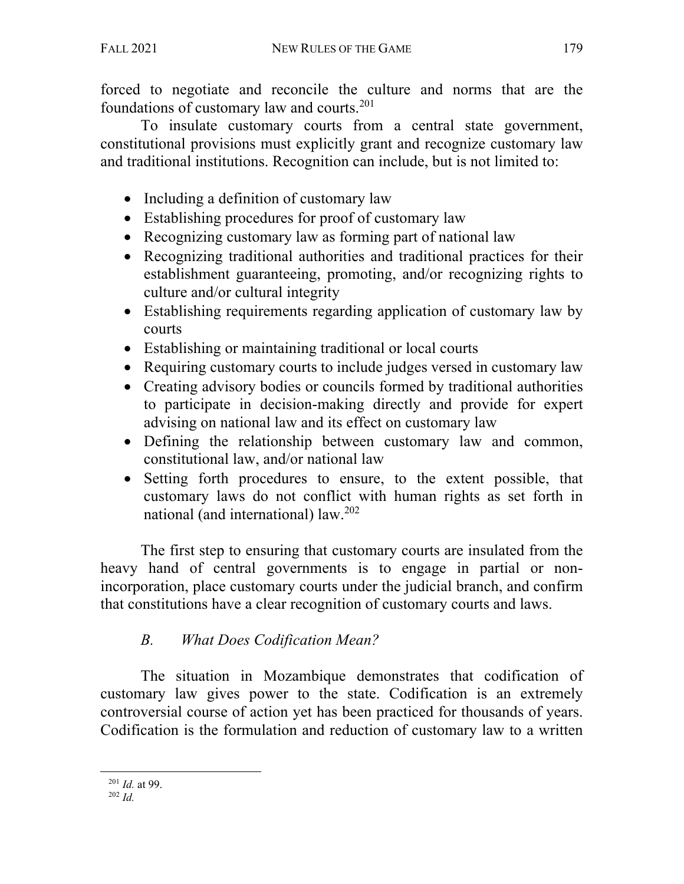forced to negotiate and reconcile the culture and norms that are the foundations of customary law and courts.[201]

To insulate customary courts from a central state government, constitutional provisions must explicitly grant and recognize customary law and traditional institutions. Recognition can include, but is not limited to:

- Including a definition of customary law
- Establishing procedures for proof of customary law
- Recognizing customary law as forming part of national law
- Recognizing traditional authorities and traditional practices for their establishment guaranteeing, promoting, and/or recognizing rights to culture and/or cultural integrity
- Establishing requirements regarding application of customary law by courts
- Establishing or maintaining traditional or local courts
- Requiring customary courts to include judges versed in customary law
- Creating advisory bodies or councils formed by traditional authorities to participate in decision-making directly and provide for expert advising on national law and its effect on customary law
- Defining the relationship between customary law and common, constitutional law, and/or national law
- Setting forth procedures to ensure, to the extent possible, that customary laws do not conflict with human rights as set forth in national (and international) law.[202]

The first step to ensuring that customary courts are insulated from the heavy hand of central governments is to engage in partial or non-incorporation, place customary courts under the judicial branch, and confirm that constitutions have a clear recognition of customary courts and laws.

### *B. What Does Codification Mean?*

The situation in Mozambique demonstrates that codification of customary law gives power to the state. Codification is an extremely controversial course of action yet has been practiced for thousands of years. Codification is the formulation and reduction of customary law to a written

---

[201] *Id.* at 99.

[202] *Id.*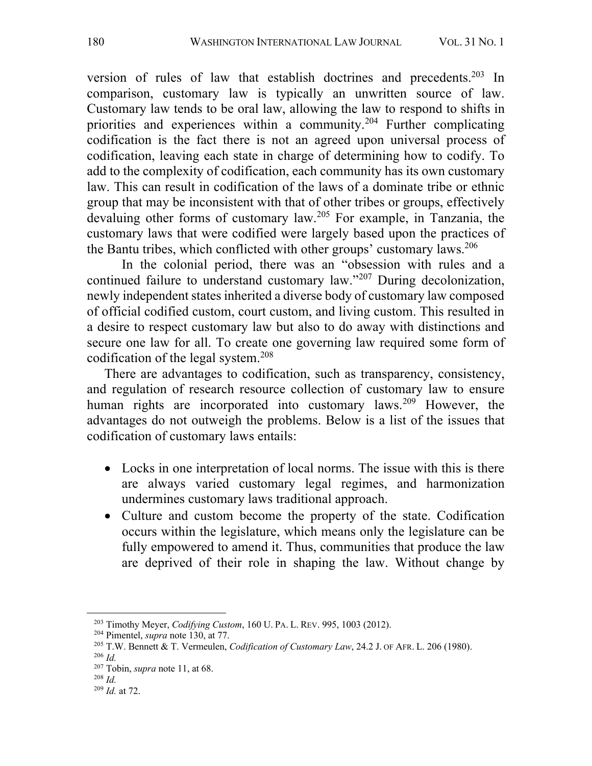version of rules of law that establish doctrines and precedents.[203] In comparison, customary law is typically an unwritten source of law. Customary law tends to be oral law, allowing the law to respond to shifts in priorities and experiences within a community.[204] Further complicating codification is the fact there is not an agreed upon universal process of codification, leaving each state in charge of determining how to codify. To add to the complexity of codification, each community has its own customary law. This can result in codification of the laws of a dominate tribe or ethnic group that may be inconsistent with that of other tribes or groups, effectively devaluing other forms of customary law.[205] For example, in Tanzania, the customary laws that were codified were largely based upon the practices of the Bantu tribes, which conflicted with other groups' customary laws.[206]

In the colonial period, there was an "obsession with rules and a continued failure to understand customary law."[207] During decolonization, newly independent states inherited a diverse body of customary law composed of official codified custom, court custom, and living custom. This resulted in a desire to respect customary law but also to do away with distinctions and secure one law for all. To create one governing law required some form of codification of the legal system.[208]

There are advantages to codification, such as transparency, consistency, and regulation of research resource collection of customary law to ensure human rights are incorporated into customary laws.[209] However, the advantages do not outweigh the problems. Below is a list of the issues that codification of customary laws entails:

- Locks in one interpretation of local norms. The issue with this is there are always varied customary legal regimes, and harmonization undermines customary laws traditional approach.
- Culture and custom become the property of the state. Codification occurs within the legislature, which means only the legislature can be fully empowered to amend it. Thus, communities that produce the law are deprived of their role in shaping the law. Without change by

---

[203] Timothy Meyer, *Codifying Custom*, 160 U. PA. L. REV. 995, 1003 (2012).

[204] Pimentel, *supra* note 130, at 77.

[205] T.W. Bennett & T. Vermeulen, *Codification of Customary Law*, 24.2 J. OF AFR. L. 206 (1980).

[206] *Id.*

[207] Tobin, *supra* note 11, at 68.

[208] *Id.*

[209] *Id.* at 72.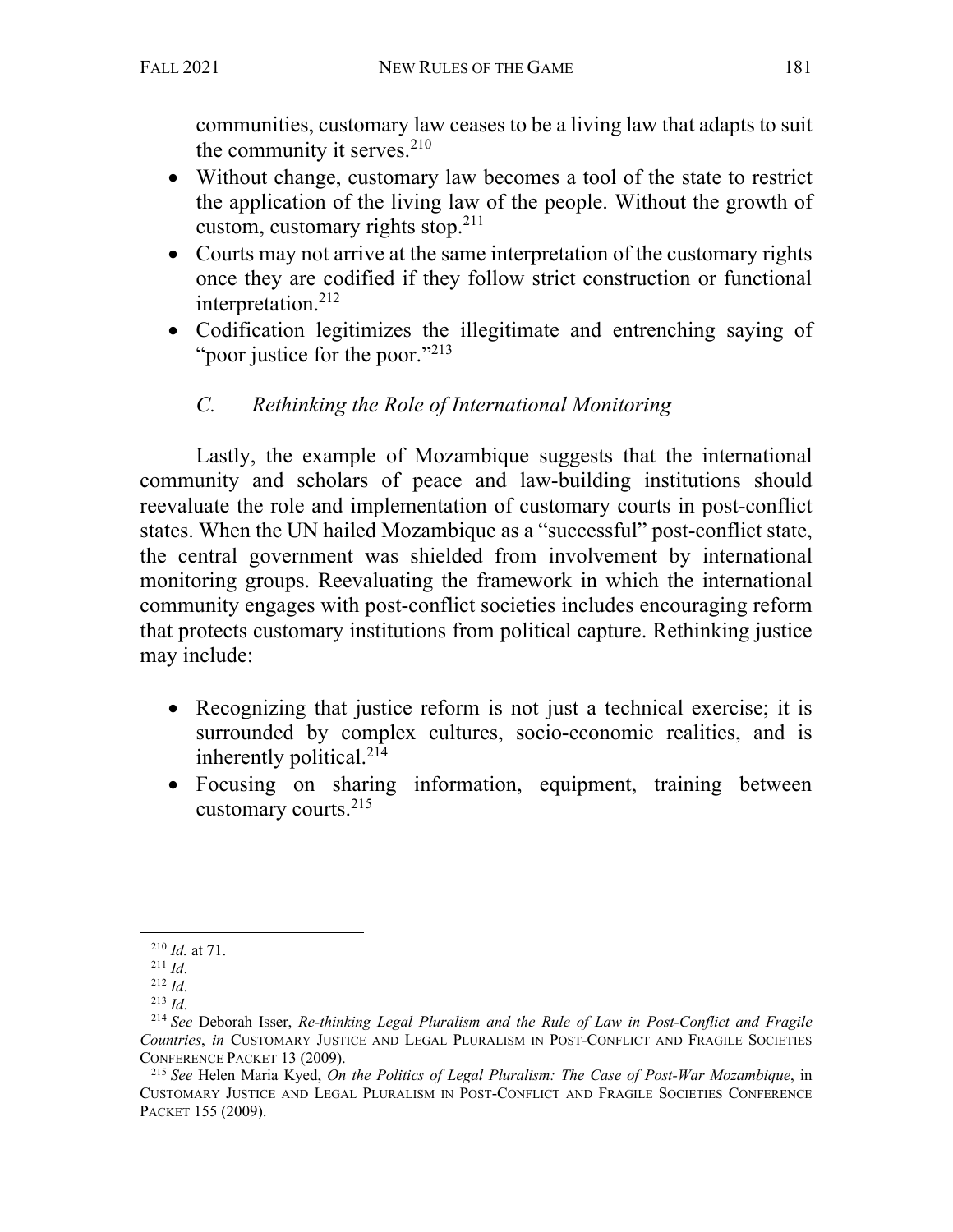communities, customary law ceases to be a living law that adapts to suit the community it serves.[210]

- Without change, customary law becomes a tool of the state to restrict the application of the living law of the people. Without the growth of custom, customary rights stop.[211]
- Courts may not arrive at the same interpretation of the customary rights once they are codified if they follow strict construction or functional interpretation.[212]
- Codification legitimizes the illegitimate and entrenching saying of "poor justice for the poor."[213]

### *C. Rethinking the Role of International Monitoring*

Lastly, the example of Mozambique suggests that the international community and scholars of peace and law-building institutions should reevaluate the role and implementation of customary courts in post-conflict states. When the UN hailed Mozambique as a "successful" post-conflict state, the central government was shielded from involvement by international monitoring groups. Reevaluating the framework in which the international community engages with post-conflict societies includes encouraging reform that protects customary institutions from political capture. Rethinking justice may include:

- Recognizing that justice reform is not just a technical exercise; it is surrounded by complex cultures, socio-economic realities, and is inherently political.[214]
- Focusing on sharing information, equipment, training between customary courts.[215]

---

[210] *Id.* at 71.

[211] *Id*.

[212] *Id*.

[213] *Id*.

[214] *See* Deborah Isser, *Re-thinking Legal Pluralism and the Rule of Law in Post-Conflict and Fragile Countries*, *in* CUSTOMARY JUSTICE AND LEGAL PLURALISM IN POST-CONFLICT AND FRAGILE SOCIETIES CONFERENCE PACKET 13 (2009).

[215] *See* Helen Maria Kyed, *On the Politics of Legal Pluralism: The Case of Post-War Mozambique*, in CUSTOMARY JUSTICE AND LEGAL PLURALISM IN POST-CONFLICT AND FRAGILE SOCIETIES CONFERENCE PACKET 155 (2009).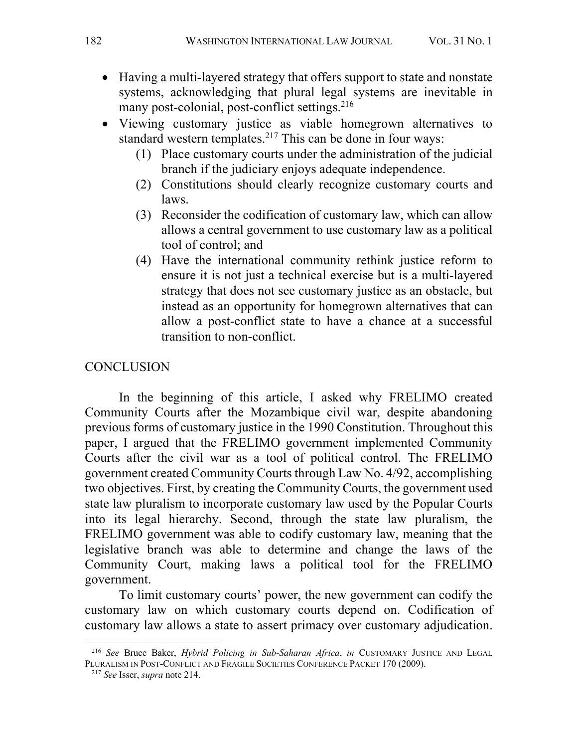- Having a multi-layered strategy that offers support to state and nonstate systems, acknowledging that plural legal systems are inevitable in many post-colonial, post-conflict settings.[216]
- Viewing customary justice as viable homegrown alternatives to standard western templates.[217] This can be done in four ways:
  1. Place customary courts under the administration of the judicial branch if the judiciary enjoys adequate independence.
  2. Constitutions should clearly recognize customary courts and laws.
  3. Reconsider the codification of customary law, which can allow allows a central government to use customary law as a political tool of control; and
  4. Have the international community rethink justice reform to ensure it is not just a technical exercise but is a multi-layered strategy that does not see customary justice as an obstacle, but instead as an opportunity for homegrown alternatives that can allow a post-conflict state to have a chance at a successful transition to non-conflict.

## CONCLUSION

In the beginning of this article, I asked why FRELIMO created Community Courts after the Mozambique civil war, despite abandoning previous forms of customary justice in the 1990 Constitution. Throughout this paper, I argued that the FRELIMO government implemented Community Courts after the civil war as a tool of political control. The FRELIMO government created Community Courts through Law No. 4/92, accomplishing two objectives. First, by creating the Community Courts, the government used state law pluralism to incorporate customary law used by the Popular Courts into its legal hierarchy. Second, through the state law pluralism, the FRELIMO government was able to codify customary law, meaning that the legislative branch was able to determine and change the laws of the Community Court, making laws a political tool for the FRELIMO government.

To limit customary courts' power, the new government can codify the customary law on which customary courts depend on. Codification of customary law allows a state to assert primacy over customary adjudication.

---

[216] *See* Bruce Baker, *Hybrid Policing in Sub-Saharan Africa*, *in* CUSTOMARY JUSTICE AND LEGAL PLURALISM IN POST-CONFLICT AND FRAGILE SOCIETIES CONFERENCE PACKET 170 (2009).

[217] *See* Isser, *supra* note 214.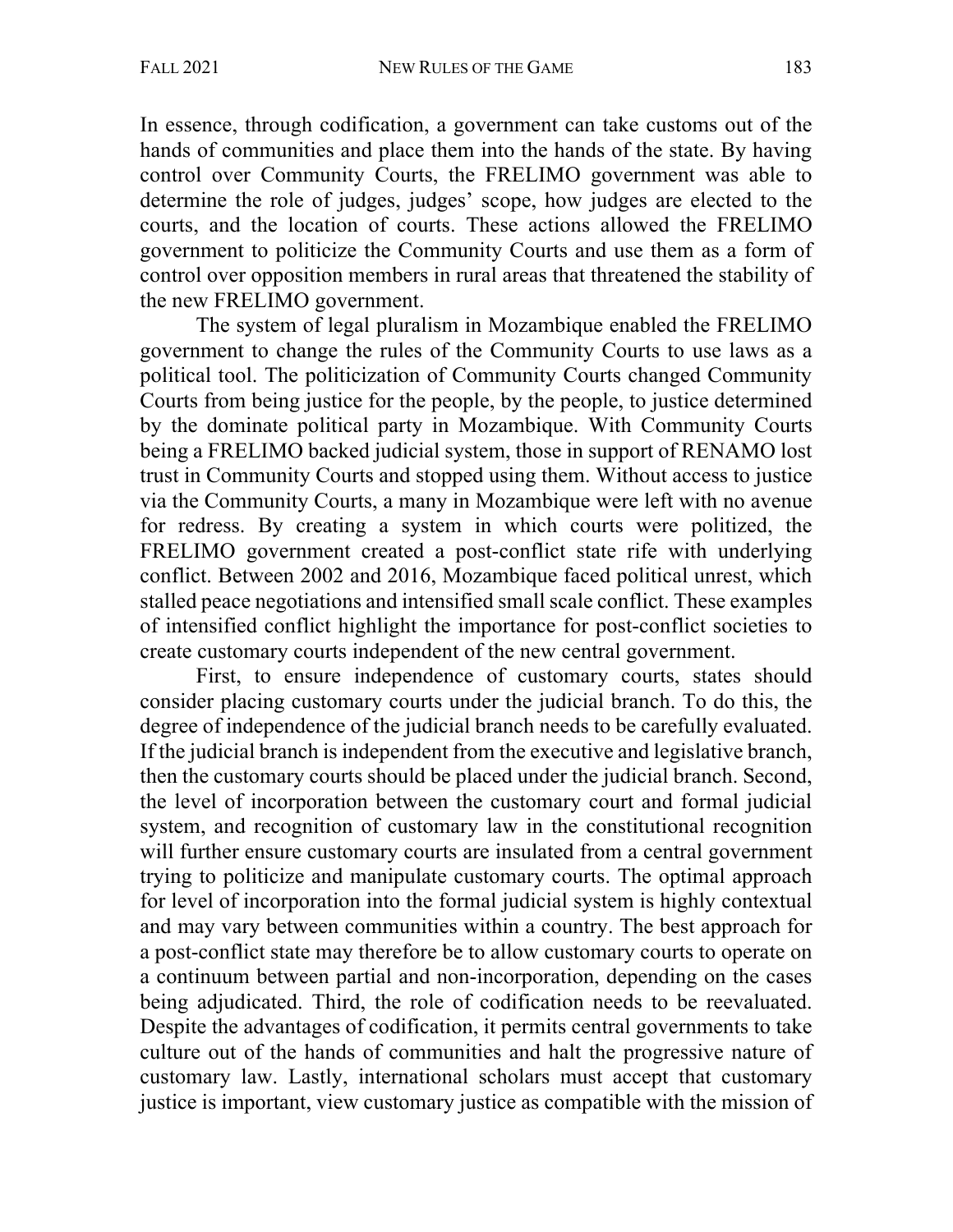In essence, through codification, a government can take customs out of the hands of communities and place them into the hands of the state. By having control over Community Courts, the FRELIMO government was able to determine the role of judges, judges' scope, how judges are elected to the courts, and the location of courts. These actions allowed the FRELIMO government to politicize the Community Courts and use them as a form of control over opposition members in rural areas that threatened the stability of the new FRELIMO government.

The system of legal pluralism in Mozambique enabled the FRELIMO government to change the rules of the Community Courts to use laws as a political tool. The politicization of Community Courts changed Community Courts from being justice for the people, by the people, to justice determined by the dominate political party in Mozambique. With Community Courts being a FRELIMO backed judicial system, those in support of RENAMO lost trust in Community Courts and stopped using them. Without access to justice via the Community Courts, a many in Mozambique were left with no avenue for redress. By creating a system in which courts were politized, the FRELIMO government created a post-conflict state rife with underlying conflict. Between 2002 and 2016, Mozambique faced political unrest, which stalled peace negotiations and intensified small scale conflict. These examples of intensified conflict highlight the importance for post-conflict societies to create customary courts independent of the new central government.

First, to ensure independence of customary courts, states should consider placing customary courts under the judicial branch. To do this, the degree of independence of the judicial branch needs to be carefully evaluated. If the judicial branch is independent from the executive and legislative branch, then the customary courts should be placed under the judicial branch. Second, the level of incorporation between the customary court and formal judicial system, and recognition of customary law in the constitutional recognition will further ensure customary courts are insulated from a central government trying to politicize and manipulate customary courts. The optimal approach for level of incorporation into the formal judicial system is highly contextual and may vary between communities within a country. The best approach for a post-conflict state may therefore be to allow customary courts to operate on a continuum between partial and non-incorporation, depending on the cases being adjudicated. Third, the role of codification needs to be reevaluated. Despite the advantages of codification, it permits central governments to take culture out of the hands of communities and halt the progressive nature of customary law. Lastly, international scholars must accept that customary justice is important, view customary justice as compatible with the mission of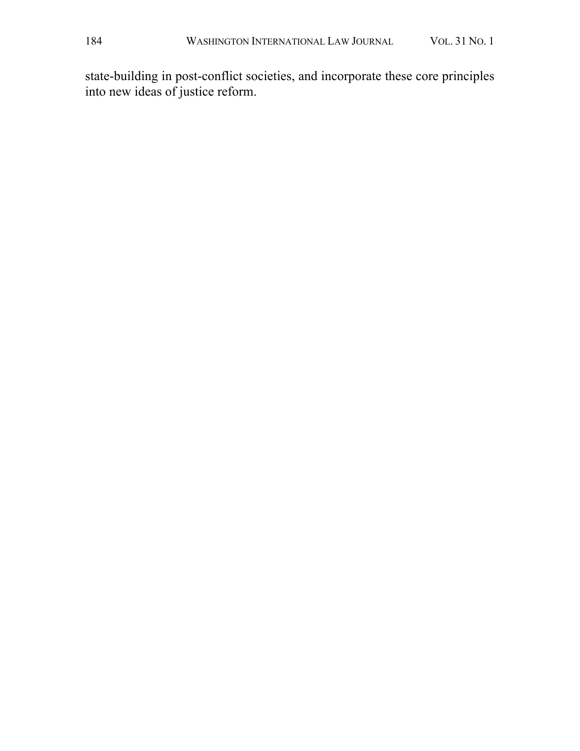state-building in post-conflict societies, and incorporate these core principles into new ideas of justice reform.